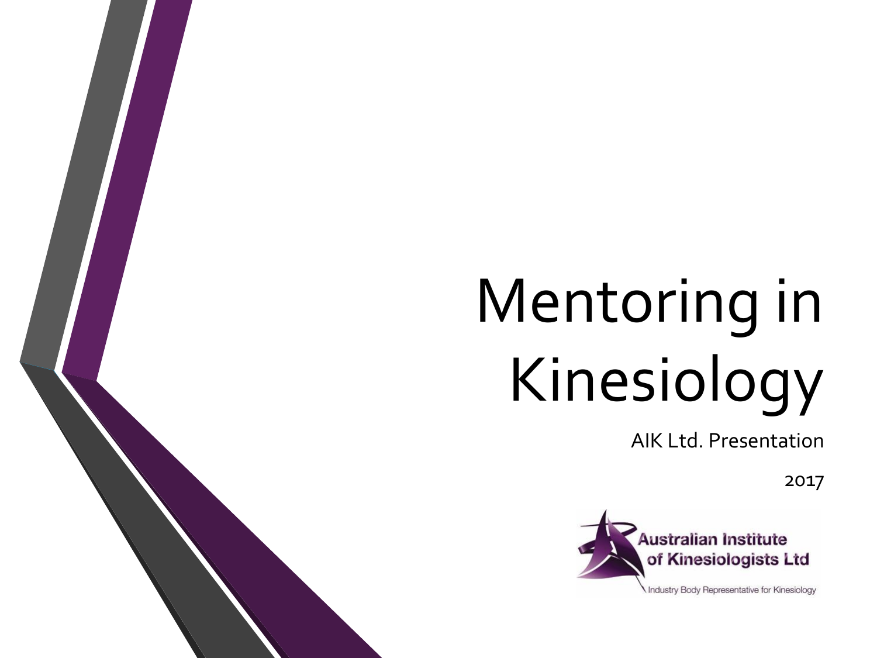# Mentoring in Kinesiology

AIK Ltd. Presentation

2017

Australian Institute of Kinesiologists Ltd

Industry Body Representative for Kinesiology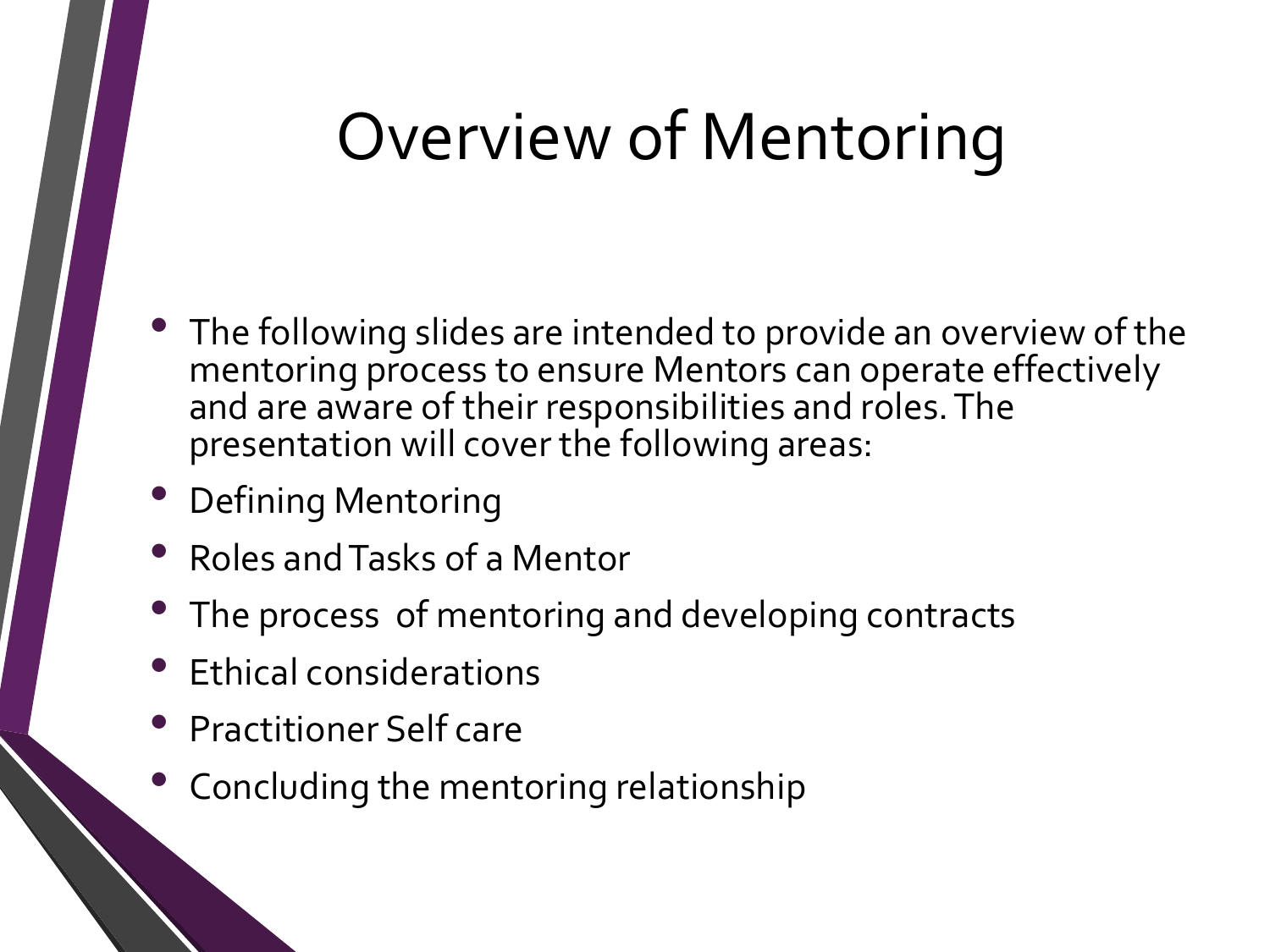# Overview of Mentoring

- The following slides are intended to provide an overview of the mentoring process to ensure Mentors can operate effectively and are aware of their responsibilities and roles. The presentation will cover the following areas:
- Defining Mentoring
- Roles and Tasks of a Mentor
- The process of mentoring and developing contracts
- Ethical considerations
- Practitioner Self care
- Concluding the mentoring relationship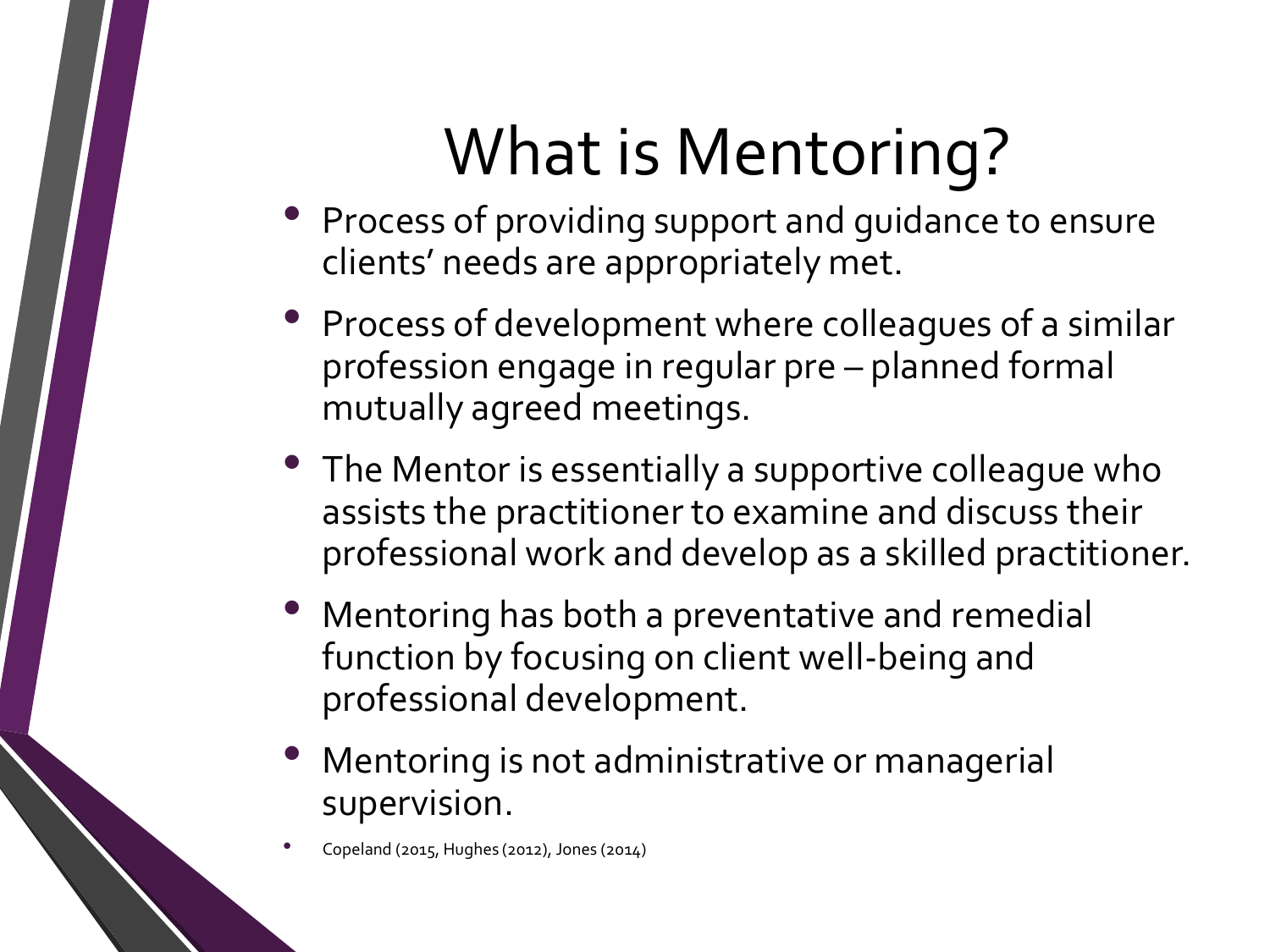# What is Mentoring?

- Process of providing support and guidance to ensure clients' needs are appropriately met.
- Process of development where colleagues of a similar profession engage in regular pre – planned formal mutually agreed meetings.
- The Mentor is essentially a supportive colleague who assists the practitioner to examine and discuss their professional work and develop as a skilled practitioner.
- Mentoring has both a preventative and remedial function by focusing on client well-being and professional development.
- Mentoring is not administrative or managerial supervision.
- Copeland (2015, Hughes (2012), Jones (2014)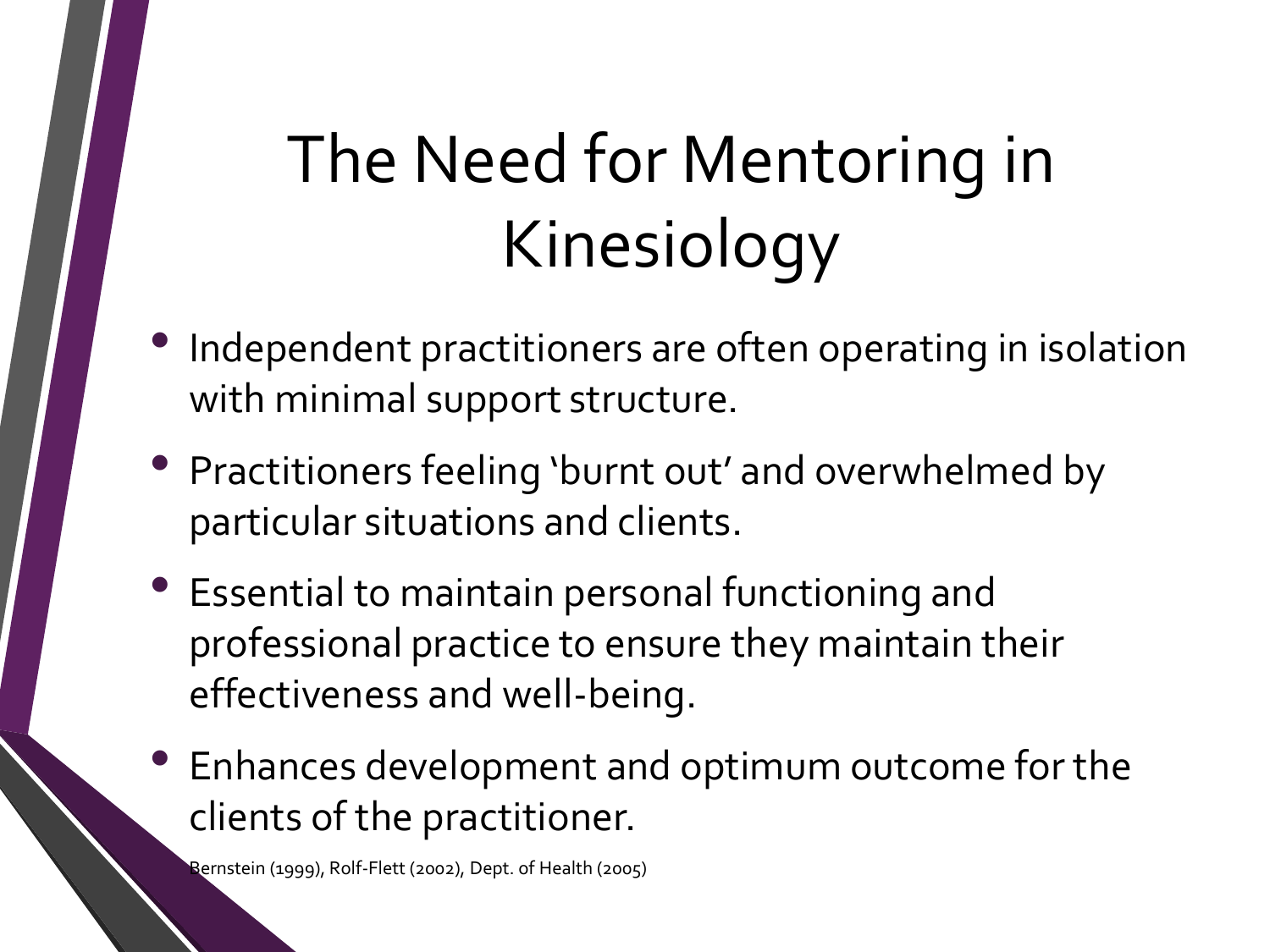# The Need for Mentoring in Kinesiology

- Independent practitioners are often operating in isolation with minimal support structure.
- Practitioners feeling 'burnt out' and overwhelmed by particular situations and clients.
- Essential to maintain personal functioning and professional practice to ensure they maintain their effectiveness and well-being.
- Enhances development and optimum outcome for the clients of the practitioner.

Bernstein (1999), Rolf-Flett (2002), Dept. of Health (2005)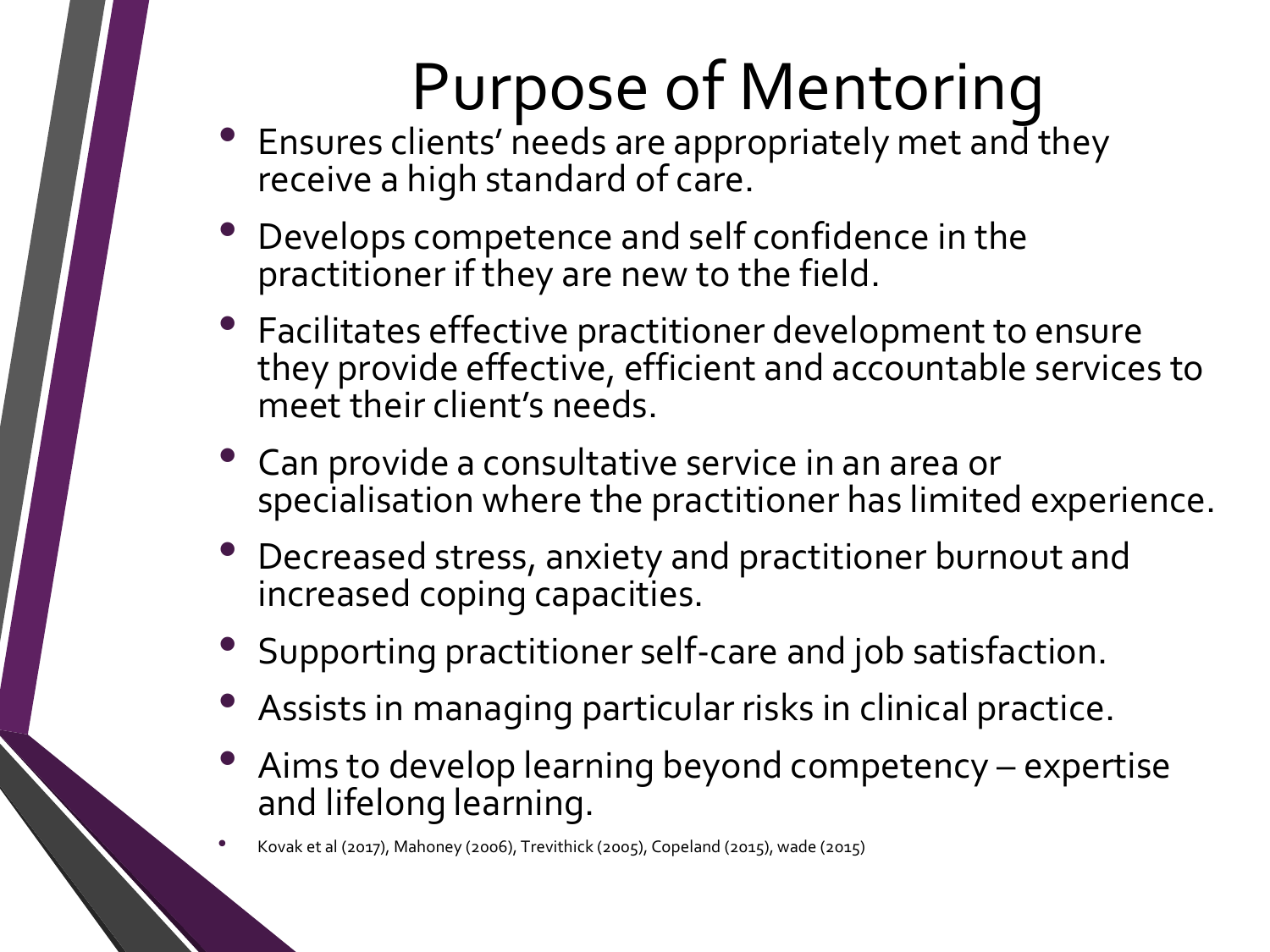# Purpose of Mentoring

- Ensures clients' needs are appropriately met and they receive a high standard of care.
- Develops competence and self confidence in the practitioner if they are new to the field.
- Facilitates effective practitioner development to ensure they provide effective, efficient and accountable services to meet their client's needs.
- Can provide a consultative service in an area or specialisation where the practitioner has limited experience.
- Decreased stress, anxiety and practitioner burnout and increased coping capacities.
- Supporting practitioner self-care and job satisfaction.
- Assists in managing particular risks in clinical practice.
- Aims to develop learning beyond competency – expertise and lifelong learning.
- Kovak et al (2017), Mahoney (2006), Trevithick (2005), Copeland (2015), wade (2015)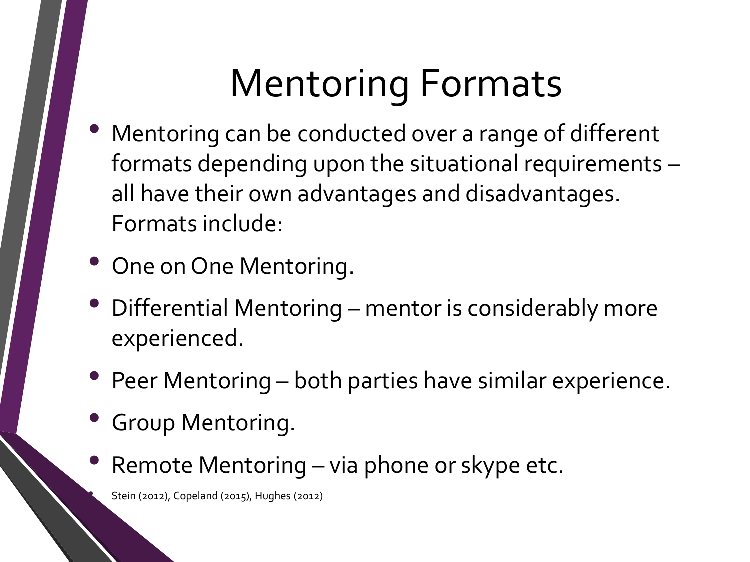# Mentoring Formats

- Mentoring can be conducted over a range of different formats depending upon the situational requirements – all have their own advantages and disadvantages. Formats include:
- One on One Mentoring.
- Differential Mentoring – mentor is considerably more experienced.
- Peer Mentoring – both parties have similar experience.
- Group Mentoring.
- Remote Mentoring – via phone or skype etc.
- Stein (2012), Copeland (2015), Hughes (2012)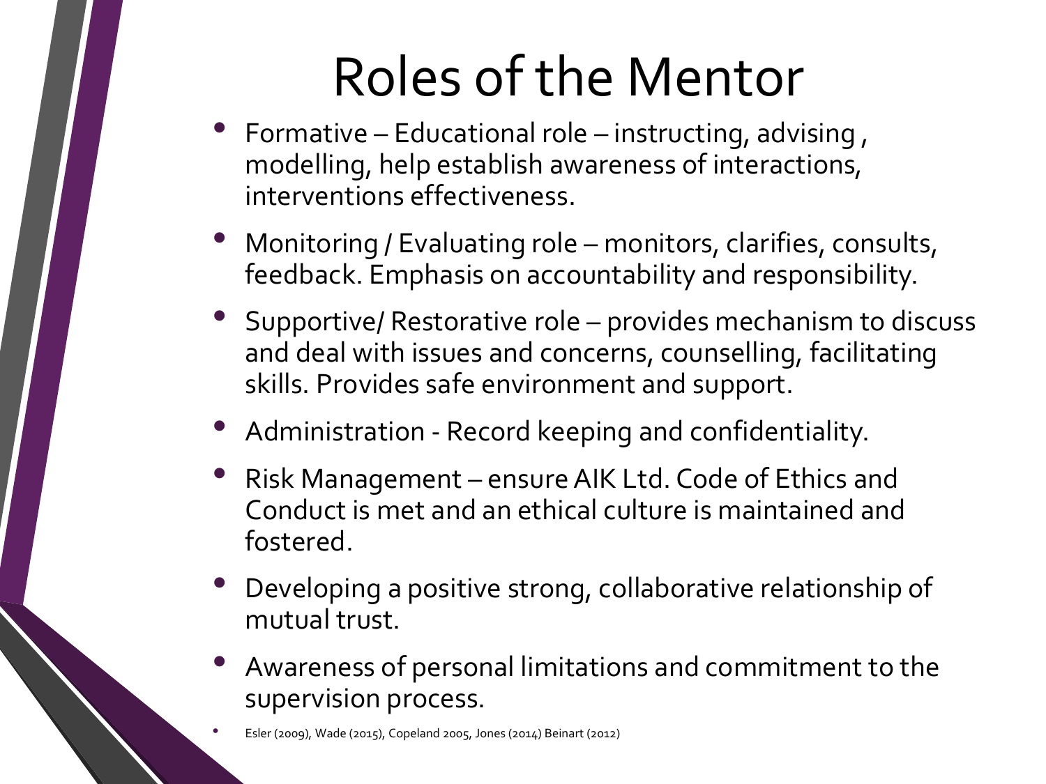# Roles of the Mentor

- Formative – Educational role – instructing, advising , modelling, help establish awareness of interactions, interventions effectiveness.
- Monitoring / Evaluating role – monitors, clarifies, consults, feedback. Emphasis on accountability and responsibility.
- Supportive/ Restorative role – provides mechanism to discuss and deal with issues and concerns, counselling, facilitating skills. Provides safe environment and support.
- Administration - Record keeping and confidentiality.
- Risk Management – ensure AIK Ltd. Code of Ethics and Conduct is met and an ethical culture is maintained and fostered.
- Developing a positive strong, collaborative relationship of mutual trust.
- Awareness of personal limitations and commitment to the supervision process.
- Esler (2009), Wade (2015), Copeland 2005, Jones (2014) Beinart (2012)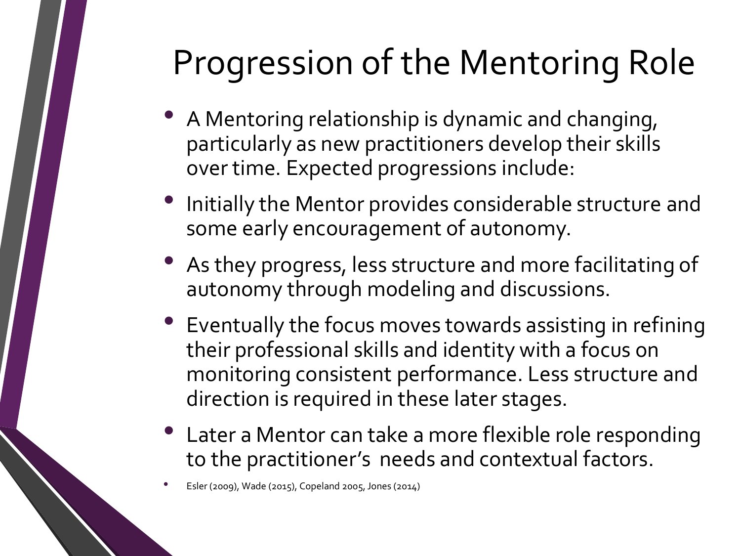# Progression of the Mentoring Role

- A Mentoring relationship is dynamic and changing, particularly as new practitioners develop their skills over time. Expected progressions include:
- Initially the Mentor provides considerable structure and some early encouragement of autonomy.
- As they progress, less structure and more facilitating of autonomy through modeling and discussions.
- Eventually the focus moves towards assisting in refining their professional skills and identity with a focus on monitoring consistent performance. Less structure and direction is required in these later stages.
- Later a Mentor can take a more flexible role responding to the practitioner's needs and contextual factors.
- Esler (2009), Wade (2015), Copeland 2005, Jones (2014)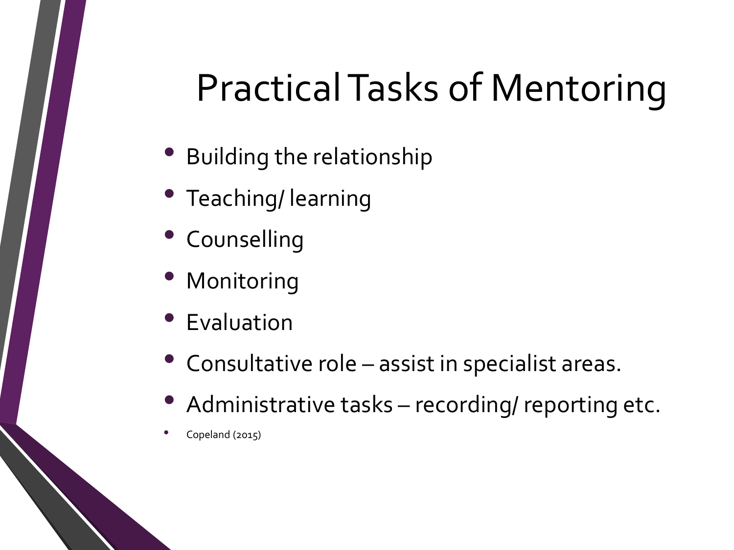# Practical Tasks of Mentoring

- Building the relationship
- Teaching/ learning
- Counselling
- Monitoring
- Evaluation
- Consultative role – assist in specialist areas.
- Administrative tasks – recording/ reporting etc.
- Copeland (2015)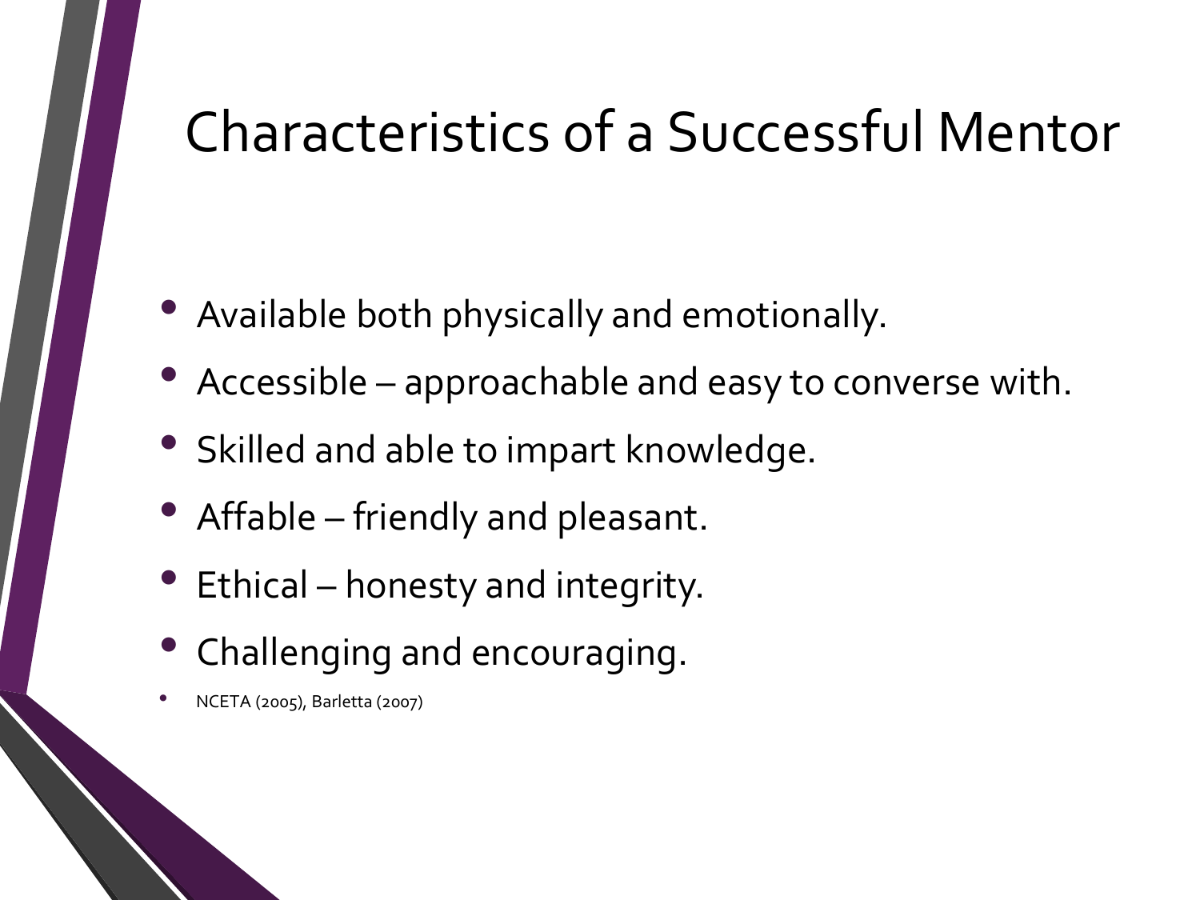# Characteristics of a Successful Mentor

- Available both physically and emotionally.
- Accessible – approachable and easy to converse with.
- Skilled and able to impart knowledge.
- Affable – friendly and pleasant.
- Ethical – honesty and integrity.
- Challenging and encouraging.
- NCETA (2005), Barletta (2007)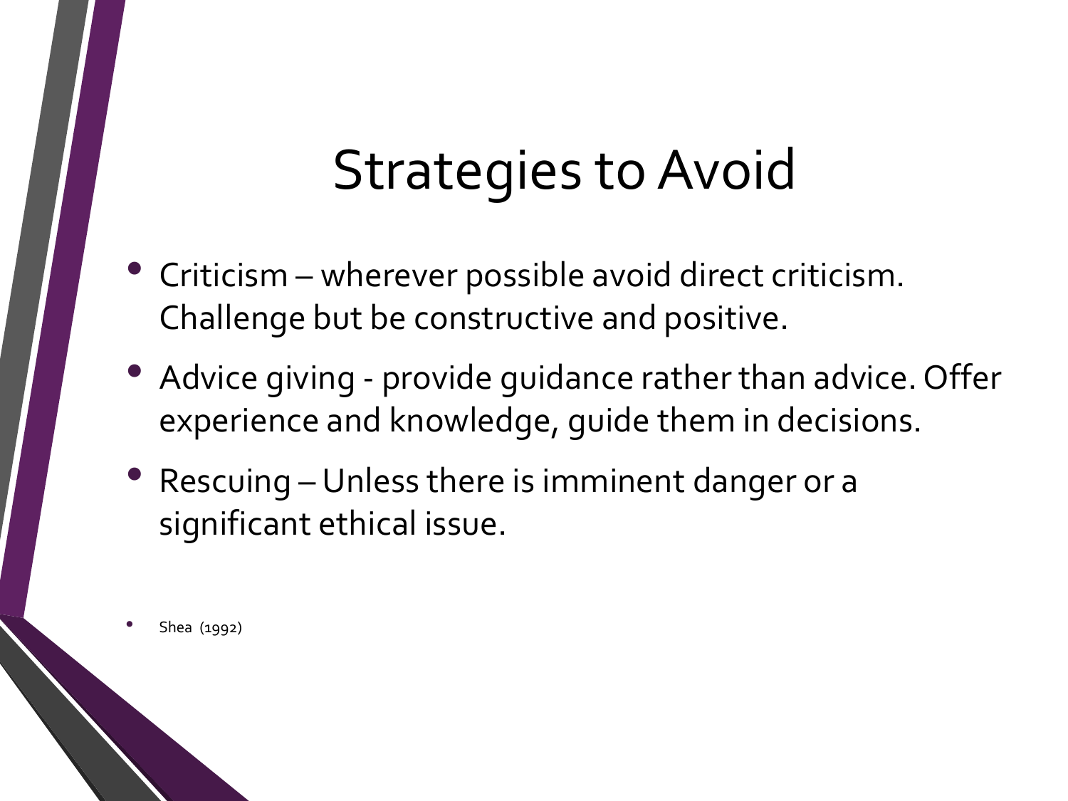# Strategies to Avoid

- Criticism – wherever possible avoid direct criticism. Challenge but be constructive and positive.
- Advice giving - provide guidance rather than advice. Offer experience and knowledge, guide them in decisions.
- Rescuing – Unless there is imminent danger or a significant ethical issue.

- Shea (1992)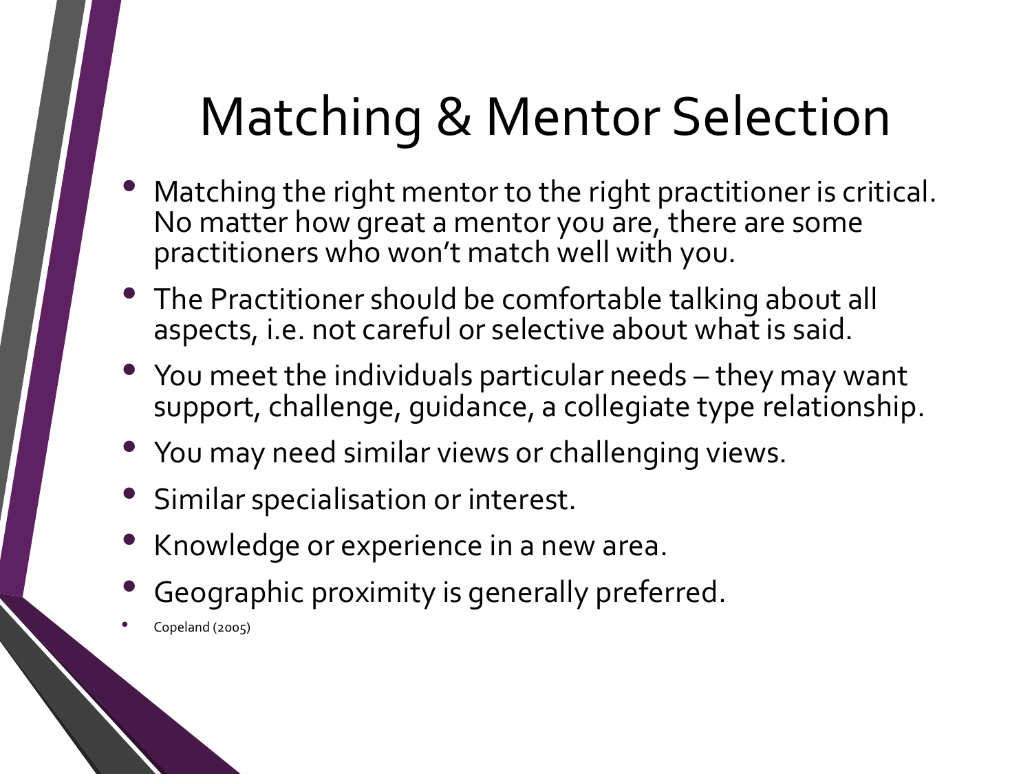# Matching & Mentor Selection

- Matching the right mentor to the right practitioner is critical. No matter how great a mentor you are, there are some practitioners who won't match well with you.
- The Practitioner should be comfortable talking about all aspects, i.e. not careful or selective about what is said.
- You meet the individuals particular needs – they may want support, challenge, guidance, a collegiate type relationship.
- You may need similar views or challenging views.
- Similar specialisation or interest.
- Knowledge or experience in a new area.
- Geographic proximity is generally preferred.
- Copeland (2005)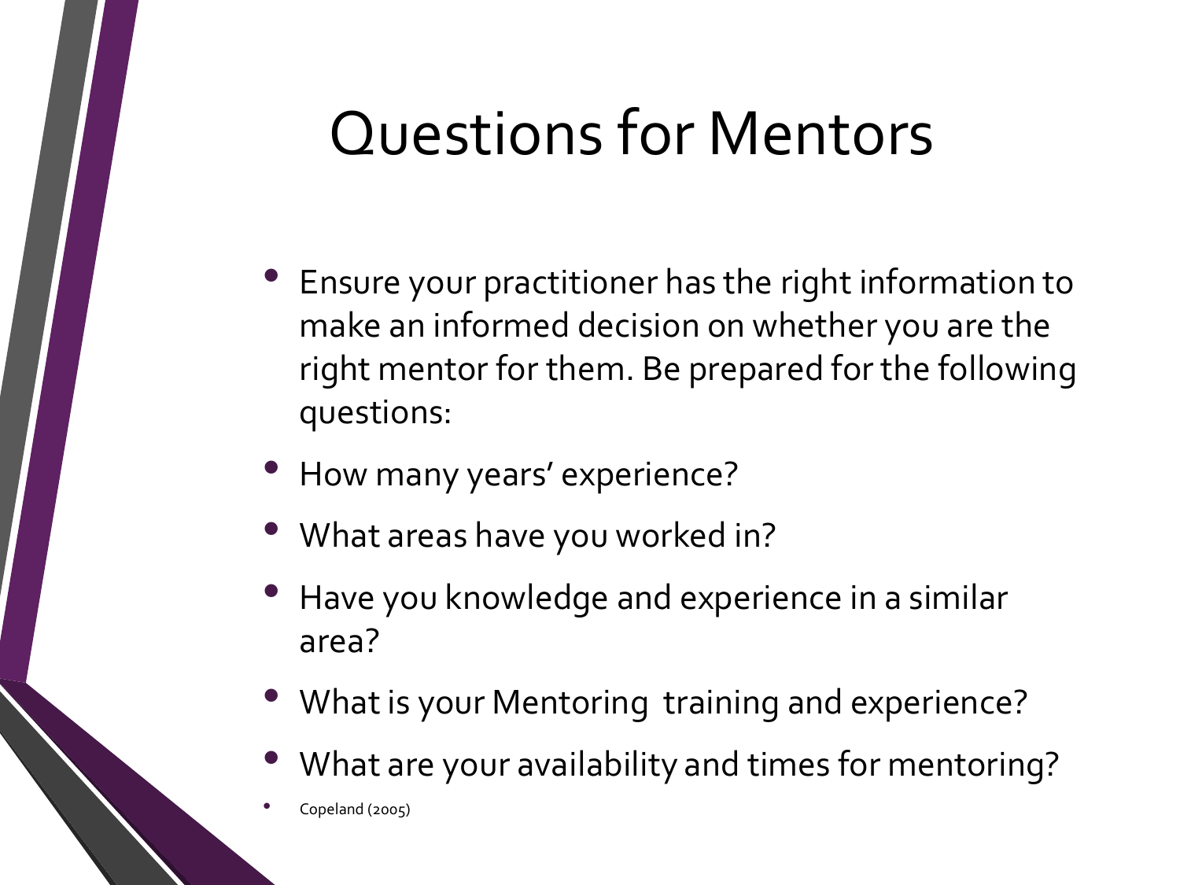# Questions for Mentors

- Ensure your practitioner has the right information to make an informed decision on whether you are the right mentor for them. Be prepared for the following questions:
- How many years' experience?
- What areas have you worked in?
- Have you knowledge and experience in a similar area?
- What is your Mentoring training and experience?
- What are your availability and times for mentoring?
- Copeland (2005)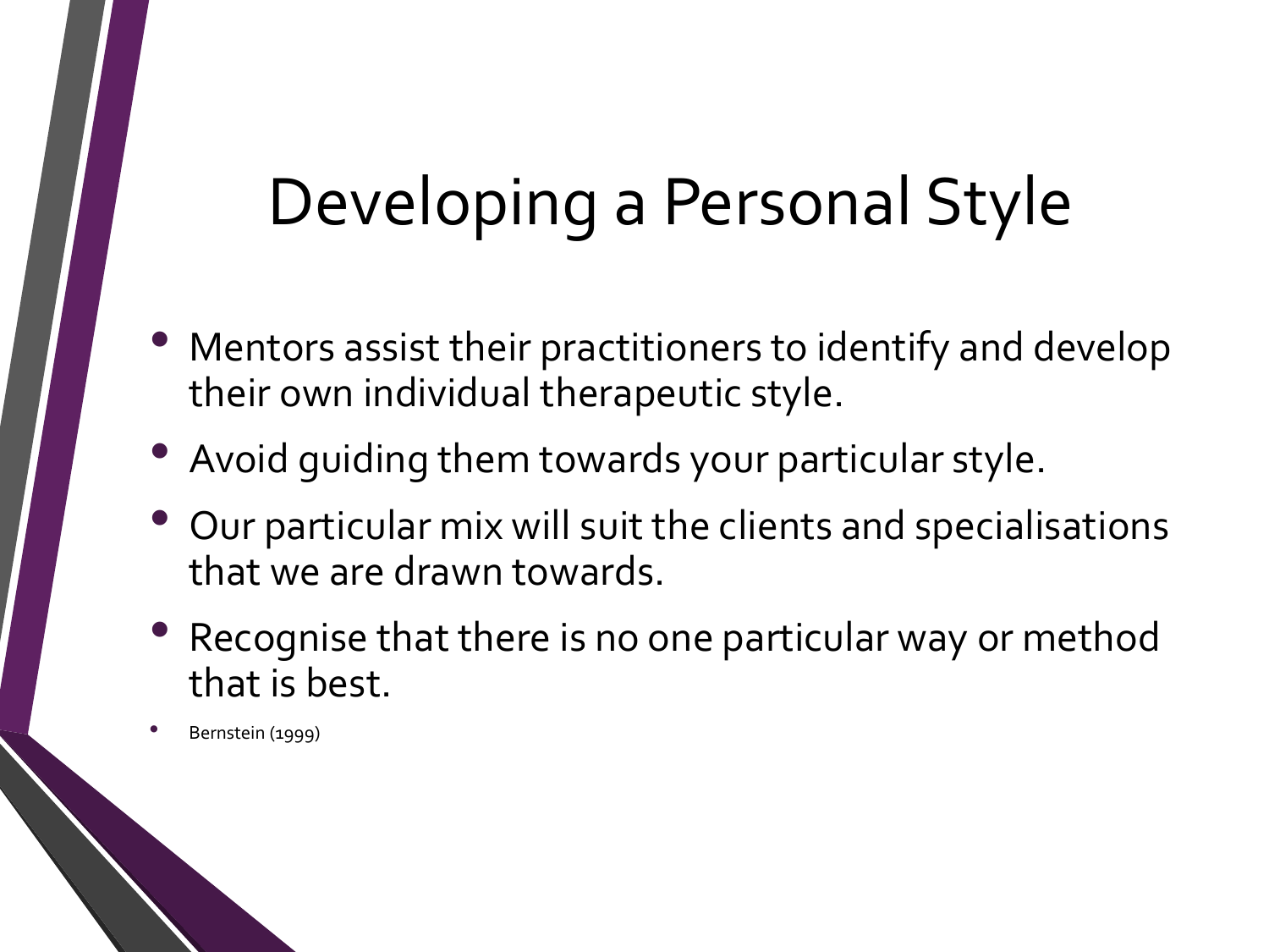# Developing a Personal Style

- Mentors assist their practitioners to identify and develop their own individual therapeutic style.
- Avoid guiding them towards your particular style.
- Our particular mix will suit the clients and specialisations that we are drawn towards.
- Recognise that there is no one particular way or method that is best.
- Bernstein (1999)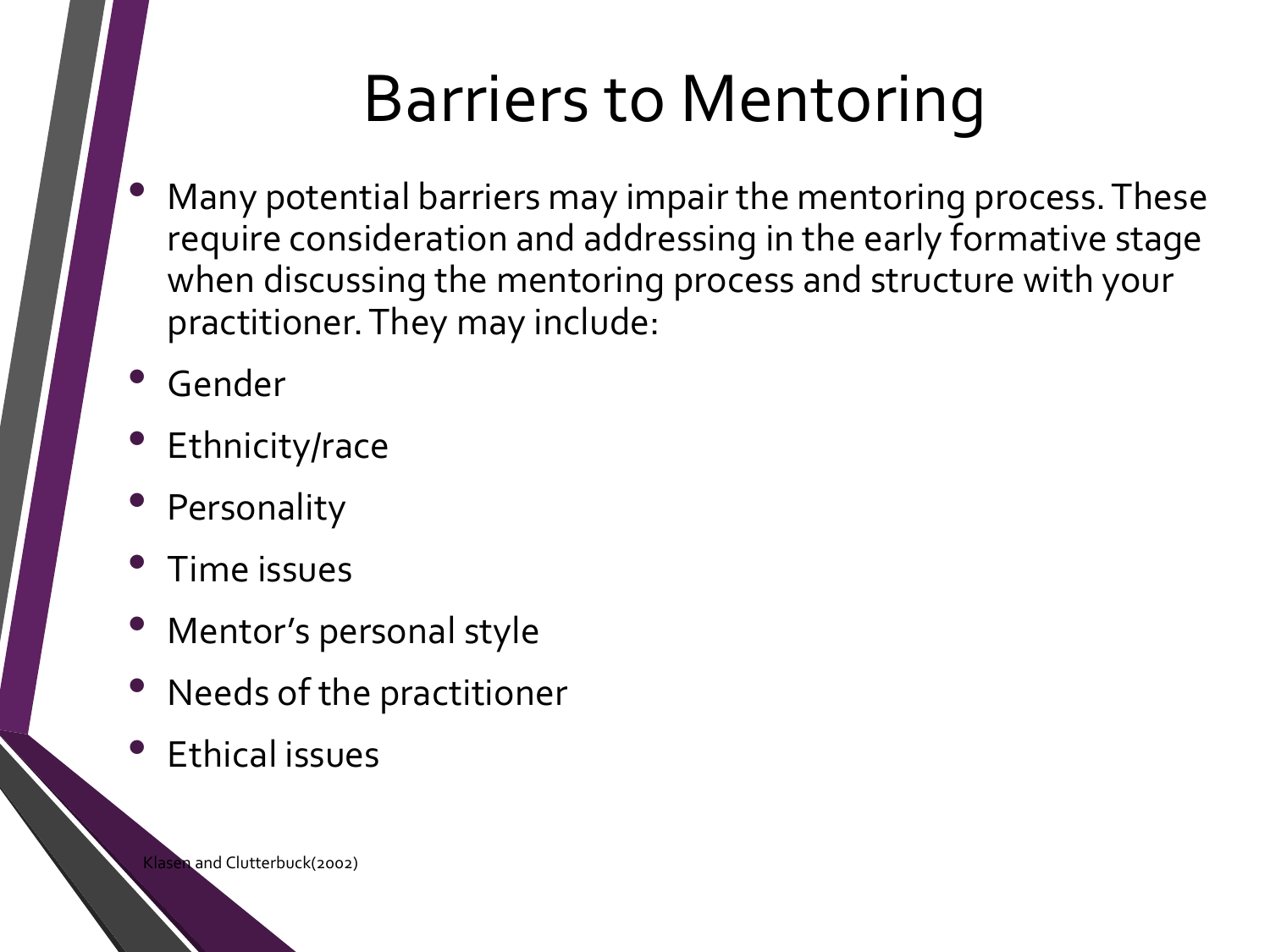# Barriers to Mentoring

- Many potential barriers may impair the mentoring process. These require consideration and addressing in the early formative stage when discussing the mentoring process and structure with your practitioner. They may include:
- Gender
- Ethnicity/race
- Personality
- Time issues
- Mentor's personal style
- Needs of the practitioner
- Ethical issues

Klasen and Clutterbuck(2002)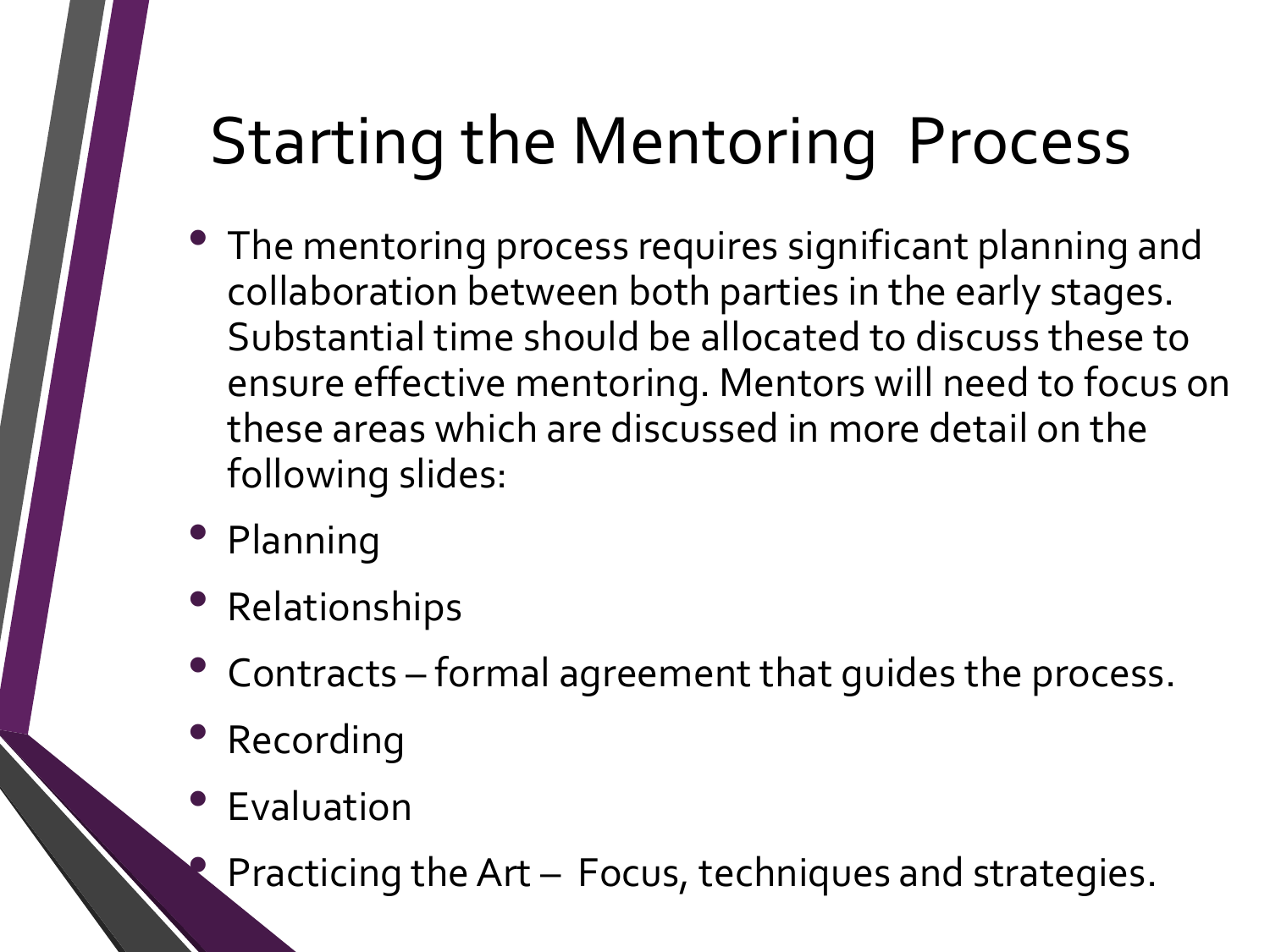# Starting the Mentoring Process

- The mentoring process requires significant planning and collaboration between both parties in the early stages. Substantial time should be allocated to discuss these to ensure effective mentoring. Mentors will need to focus on these areas which are discussed in more detail on the following slides:
- Planning
- Relationships
- Contracts – formal agreement that guides the process.
- Recording
- Evaluation
- Practicing the Art – Focus, techniques and strategies.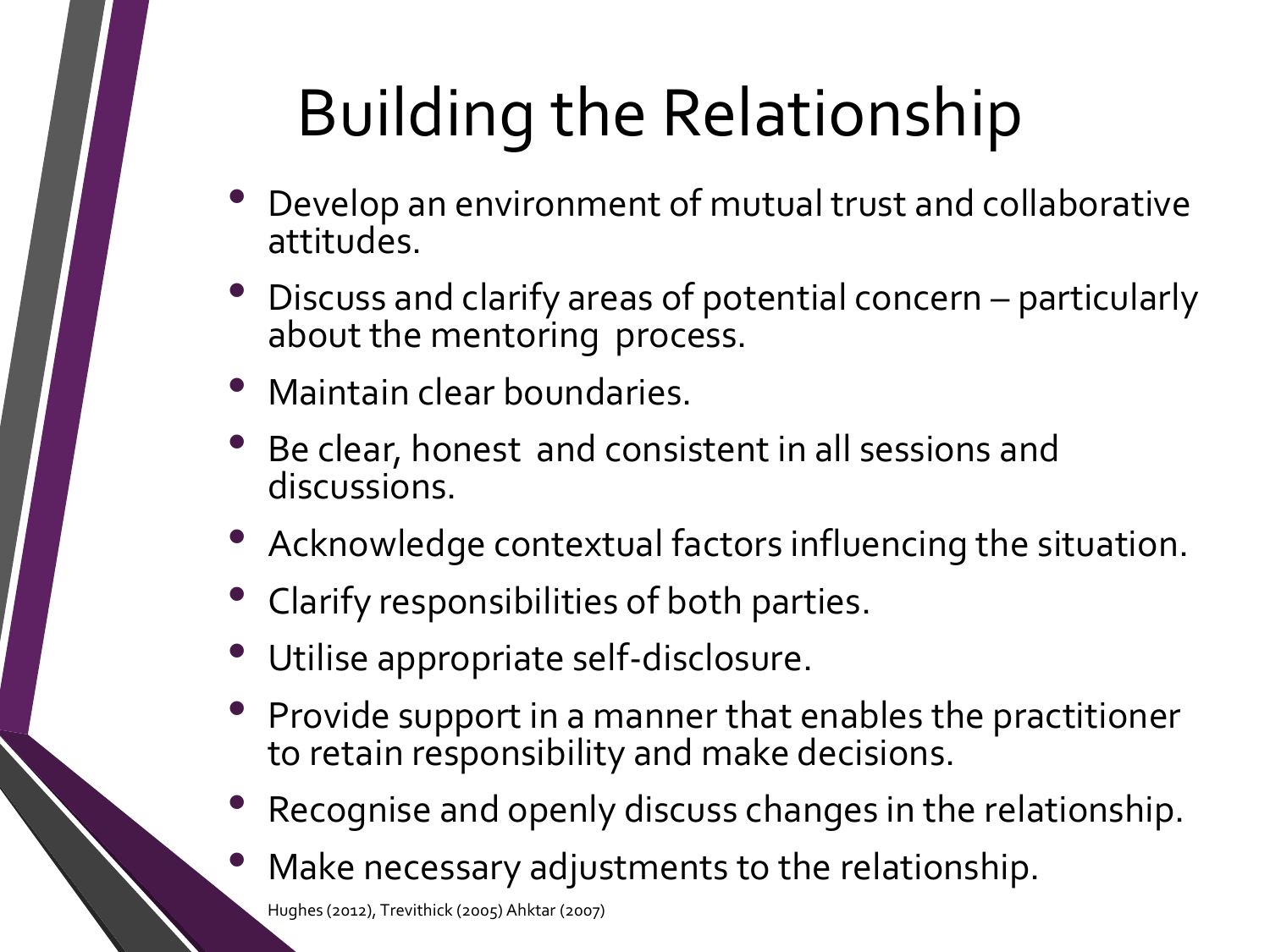# Building the Relationship

- Develop an environment of mutual trust and collaborative attitudes.
- Discuss and clarify areas of potential concern – particularly about the mentoring process.
- Maintain clear boundaries.
- Be clear, honest and consistent in all sessions and discussions.
- Acknowledge contextual factors influencing the situation.
- Clarify responsibilities of both parties.
- Utilise appropriate self-disclosure.
- Provide support in a manner that enables the practitioner to retain responsibility and make decisions.
- Recognise and openly discuss changes in the relationship.
- Make necessary adjustments to the relationship.

Hughes (2012), Trevithick (2005) Ahktar (2007)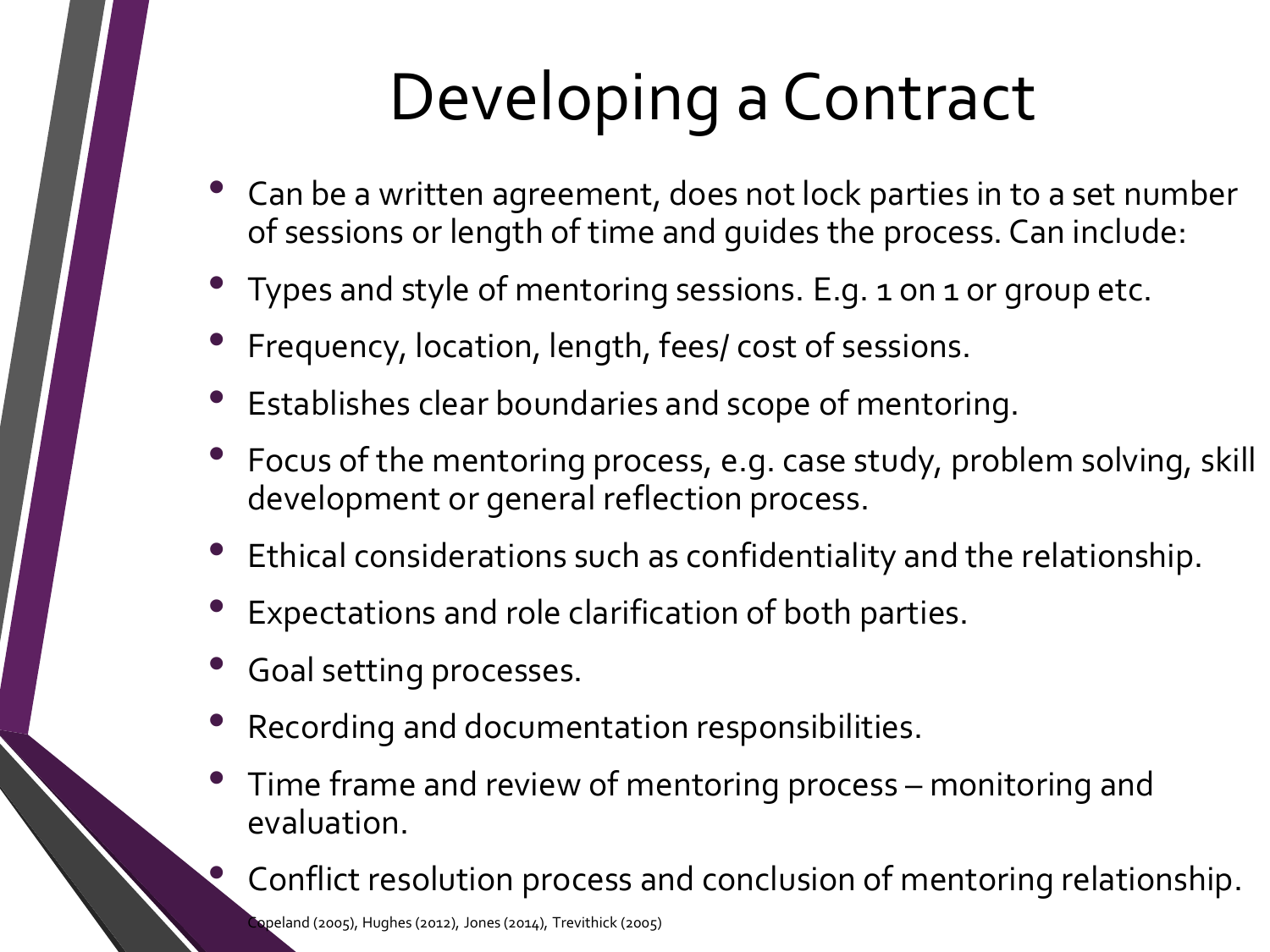# Developing a Contract

- Can be a written agreement, does not lock parties in to a set number of sessions or length of time and guides the process. Can include:
- Types and style of mentoring sessions. E.g. 1 on 1 or group etc.
- Frequency, location, length, fees/ cost of sessions.
- Establishes clear boundaries and scope of mentoring.
- Focus of the mentoring process, e.g. case study, problem solving, skill development or general reflection process.
- Ethical considerations such as confidentiality and the relationship.
- Expectations and role clarification of both parties.
- Goal setting processes.
- Recording and documentation responsibilities.
- Time frame and review of mentoring process – monitoring and evaluation.
- Conflict resolution process and conclusion of mentoring relationship.

Copeland (2005), Hughes (2012), Jones (2014), Trevithick (2005)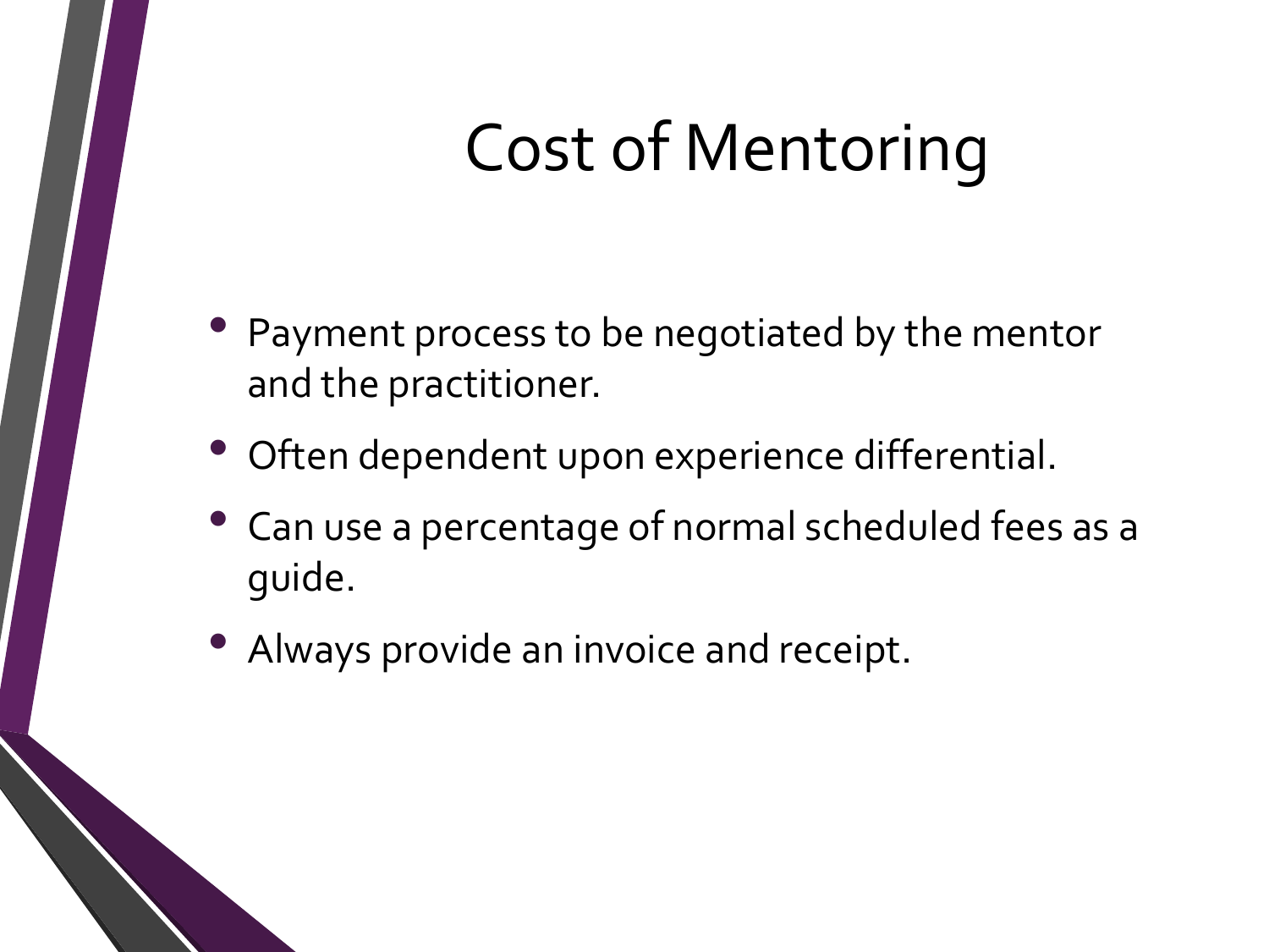# Cost of Mentoring

- Payment process to be negotiated by the mentor and the practitioner.
- Often dependent upon experience differential.
- Can use a percentage of normal scheduled fees as a guide.
- Always provide an invoice and receipt.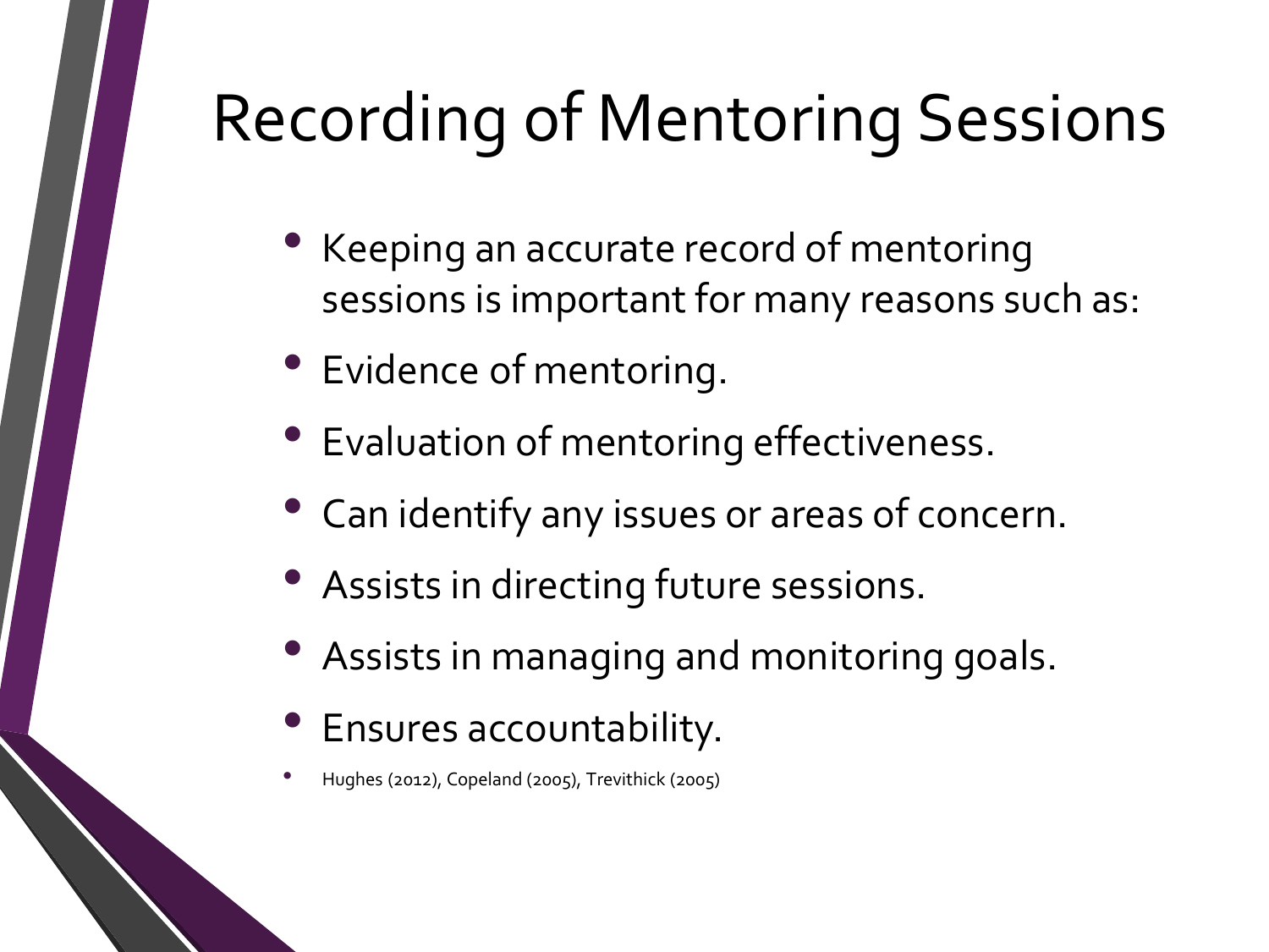# Recording of Mentoring Sessions

- Keeping an accurate record of mentoring sessions is important for many reasons such as:
- Evidence of mentoring.
- Evaluation of mentoring effectiveness.
- Can identify any issues or areas of concern.
- Assists in directing future sessions.
- Assists in managing and monitoring goals.
- Ensures accountability.
- Hughes (2012), Copeland (2005), Trevithick (2005)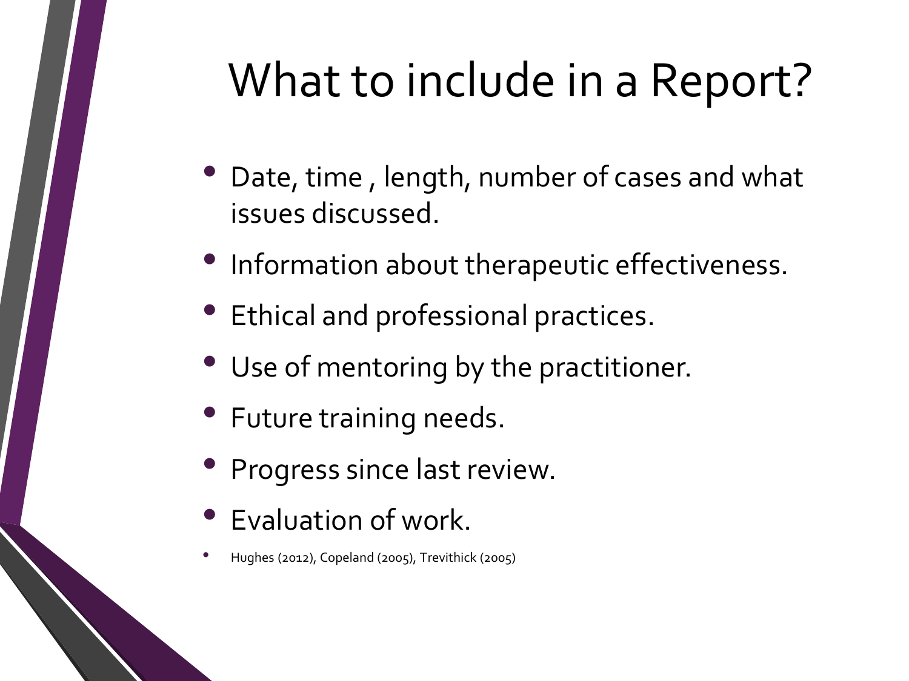# What to include in a Report?

- Date, time , length, number of cases and what issues discussed.
- Information about therapeutic effectiveness.
- Ethical and professional practices.
- Use of mentoring by the practitioner.
- Future training needs.
- Progress since last review.
- Evaluation of work.
- Hughes (2012), Copeland (2005), Trevithick (2005)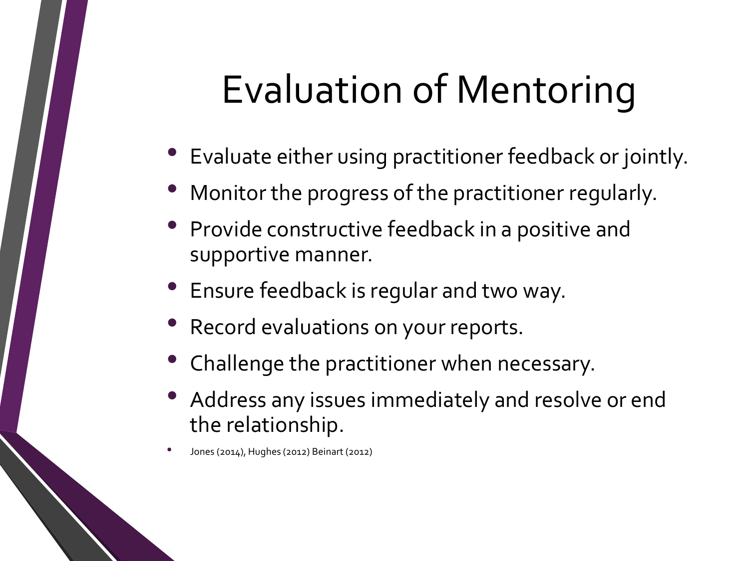# Evaluation of Mentoring

- Evaluate either using practitioner feedback or jointly.
- Monitor the progress of the practitioner regularly.
- Provide constructive feedback in a positive and supportive manner.
- Ensure feedback is regular and two way.
- Record evaluations on your reports.
- Challenge the practitioner when necessary.
- Address any issues immediately and resolve or end the relationship.
- Jones (2014), Hughes (2012) Beinart (2012)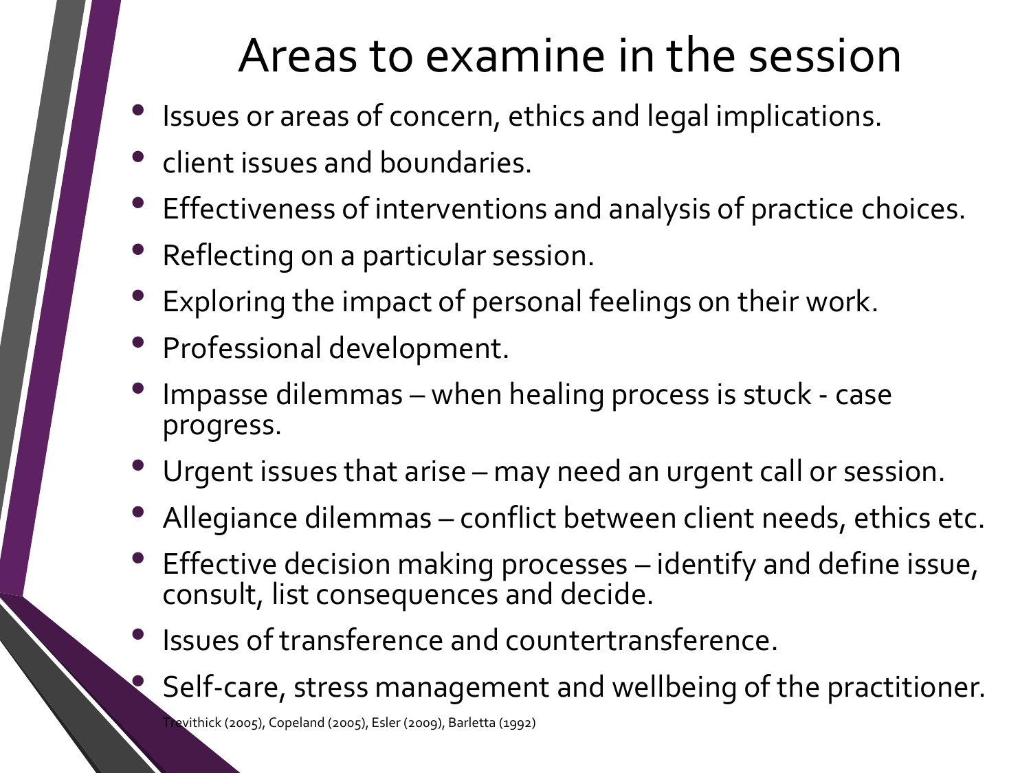# Areas to examine in the session

- Issues or areas of concern, ethics and legal implications.
- client issues and boundaries.
- Effectiveness of interventions and analysis of practice choices.
- Reflecting on a particular session.
- Exploring the impact of personal feelings on their work.
- Professional development.
- Impasse dilemmas – when healing process is stuck - case progress.
- Urgent issues that arise – may need an urgent call or session.
- Allegiance dilemmas – conflict between client needs, ethics etc.
- Effective decision making processes – identify and define issue, consult, list consequences and decide.
- Issues of transference and countertransference.
- Self-care, stress management and wellbeing of the practitioner.

Trevithick (2005), Copeland (2005), Esler (2009), Barletta (1992)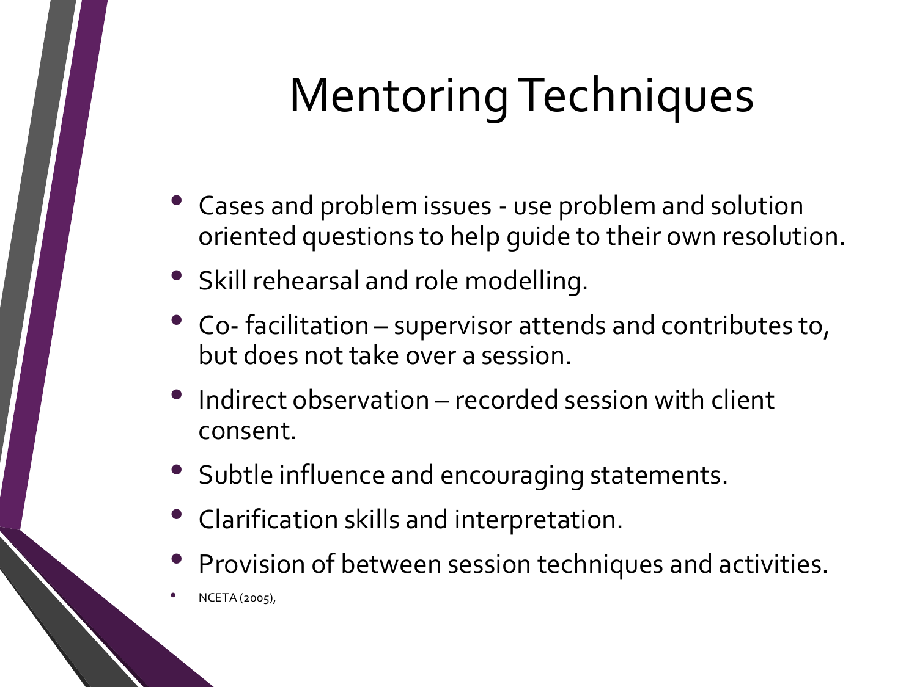# Mentoring Techniques

- Cases and problem issues - use problem and solution oriented questions to help guide to their own resolution.
- Skill rehearsal and role modelling.
- Co- facilitation – supervisor attends and contributes to, but does not take over a session.
- Indirect observation – recorded session with client consent.
- Subtle influence and encouraging statements.
- Clarification skills and interpretation.
- Provision of between session techniques and activities.
- NCETA (2005),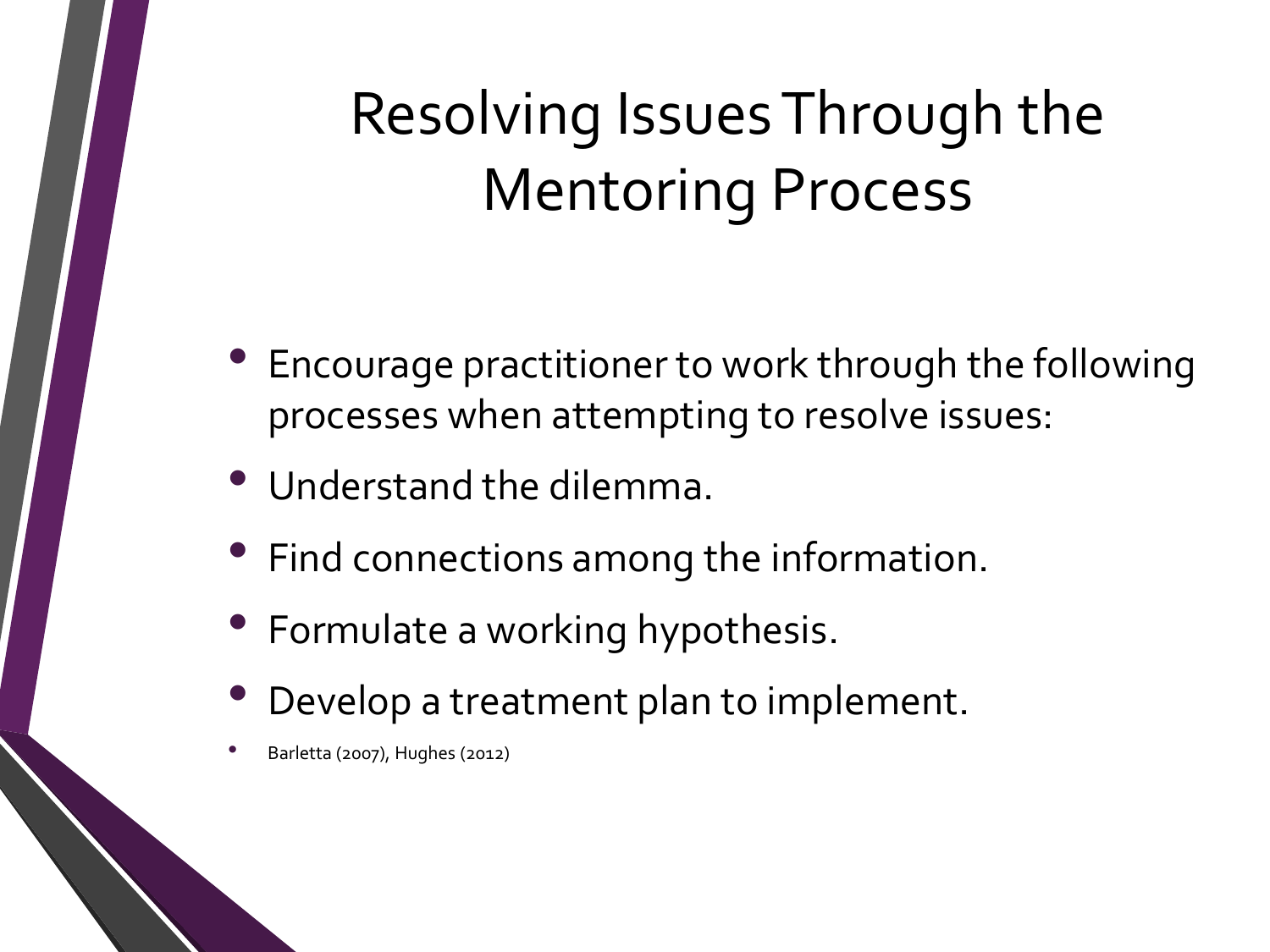# Resolving Issues Through the Mentoring Process

- Encourage practitioner to work through the following processes when attempting to resolve issues:
- Understand the dilemma.
- Find connections among the information.
- Formulate a working hypothesis.
- Develop a treatment plan to implement.
- Barletta (2007), Hughes (2012)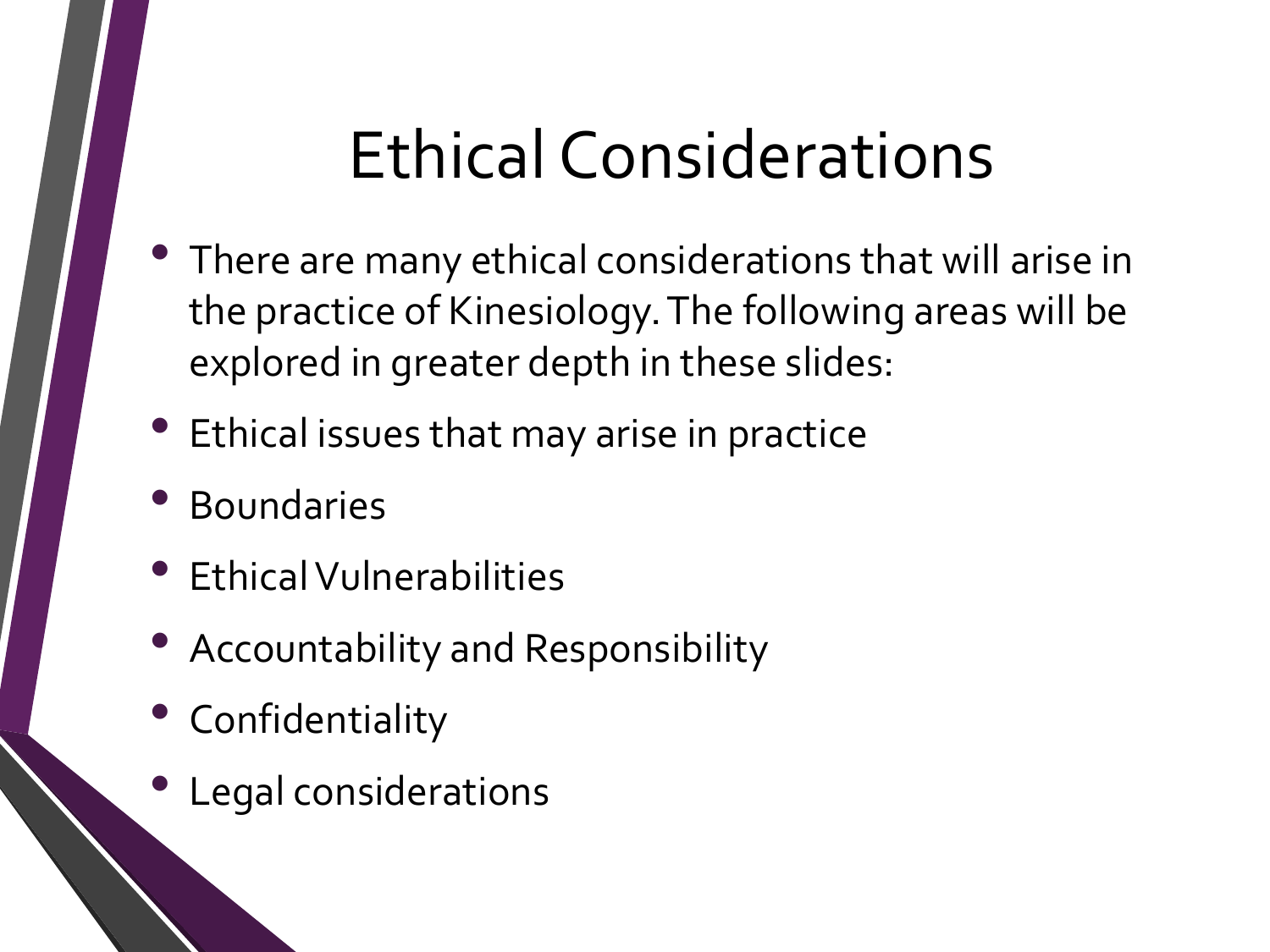# Ethical Considerations

- There are many ethical considerations that will arise in the practice of Kinesiology. The following areas will be explored in greater depth in these slides:
- Ethical issues that may arise in practice
- Boundaries
- Ethical Vulnerabilities
- Accountability and Responsibility
- Confidentiality
- Legal considerations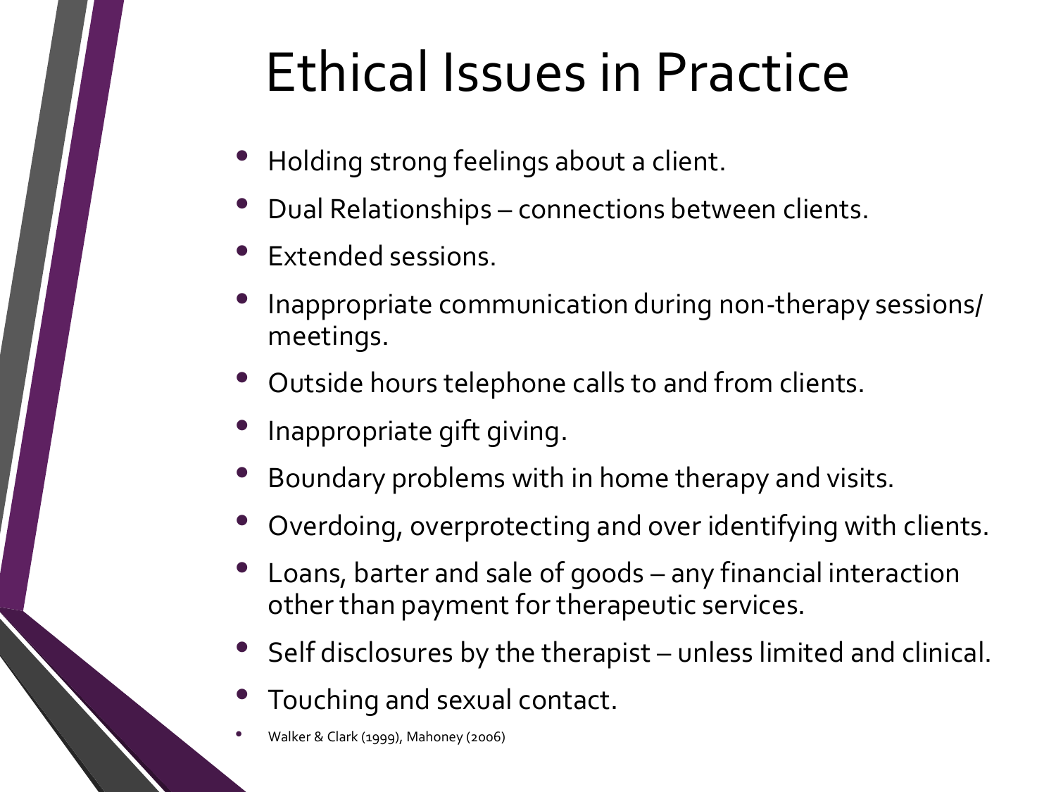# Ethical Issues in Practice

- Holding strong feelings about a client.
- Dual Relationships – connections between clients.
- Extended sessions.
- Inappropriate communication during non-therapy sessions/ meetings.
- Outside hours telephone calls to and from clients.
- Inappropriate gift giving.
- Boundary problems with in home therapy and visits.
- Overdoing, overprotecting and over identifying with clients.
- Loans, barter and sale of goods – any financial interaction other than payment for therapeutic services.
- Self disclosures by the therapist – unless limited and clinical.
- Touching and sexual contact.
- Walker & Clark (1999), Mahoney (2006)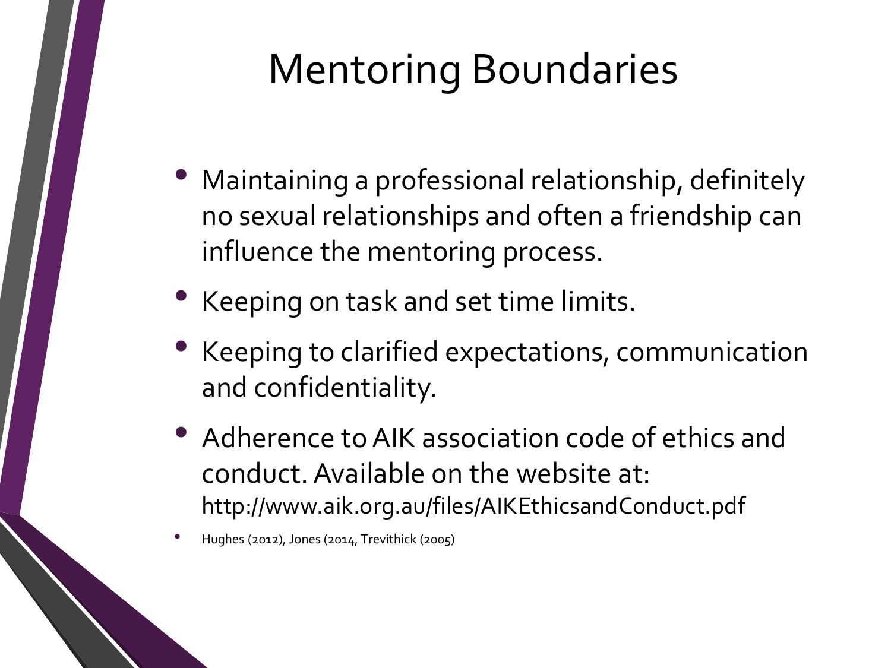# Mentoring Boundaries

- Maintaining a professional relationship, definitely no sexual relationships and often a friendship can influence the mentoring process.
- Keeping on task and set time limits.
- Keeping to clarified expectations, communication and confidentiality.
- Adherence to AIK association code of ethics and conduct. Available on the website at: http://www.aik.org.au/files/AIKEthicsandConduct.pdf
- Hughes (2012), Jones (2014, Trevithick (2005)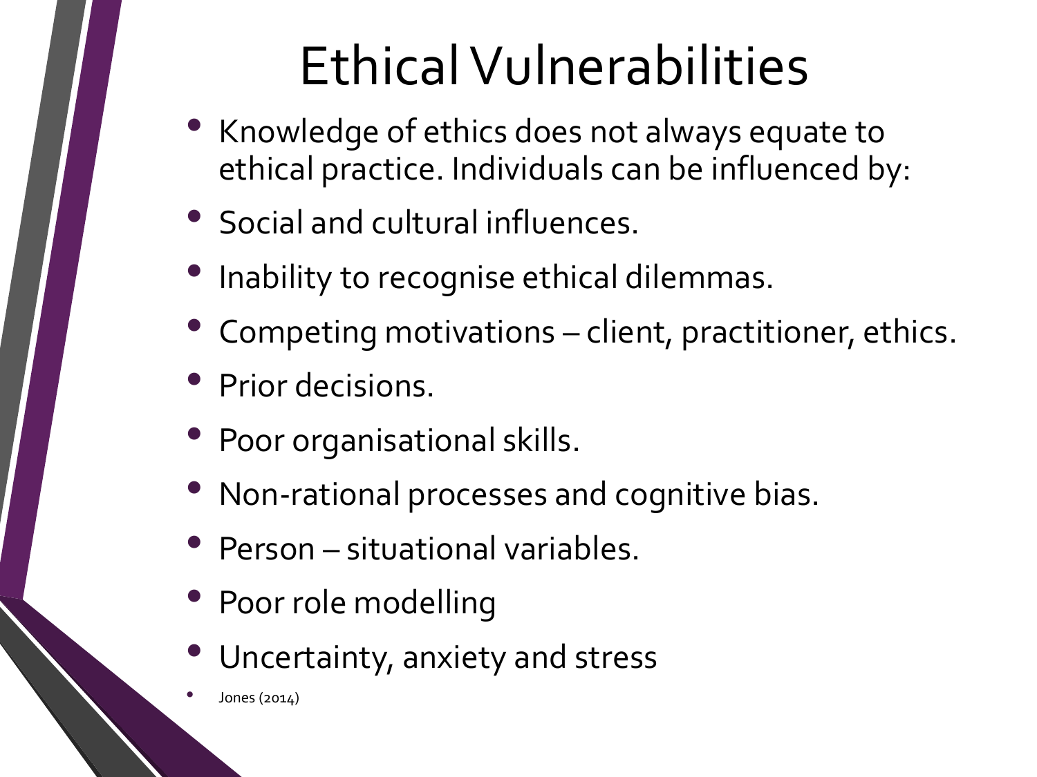# Ethical Vulnerabilities

- Knowledge of ethics does not always equate to ethical practice. Individuals can be influenced by:
- Social and cultural influences.
- Inability to recognise ethical dilemmas.
- Competing motivations – client, practitioner, ethics.
- Prior decisions.
- Poor organisational skills.
- Non-rational processes and cognitive bias.
- Person – situational variables.
- Poor role modelling
- Uncertainty, anxiety and stress
- Jones (2014)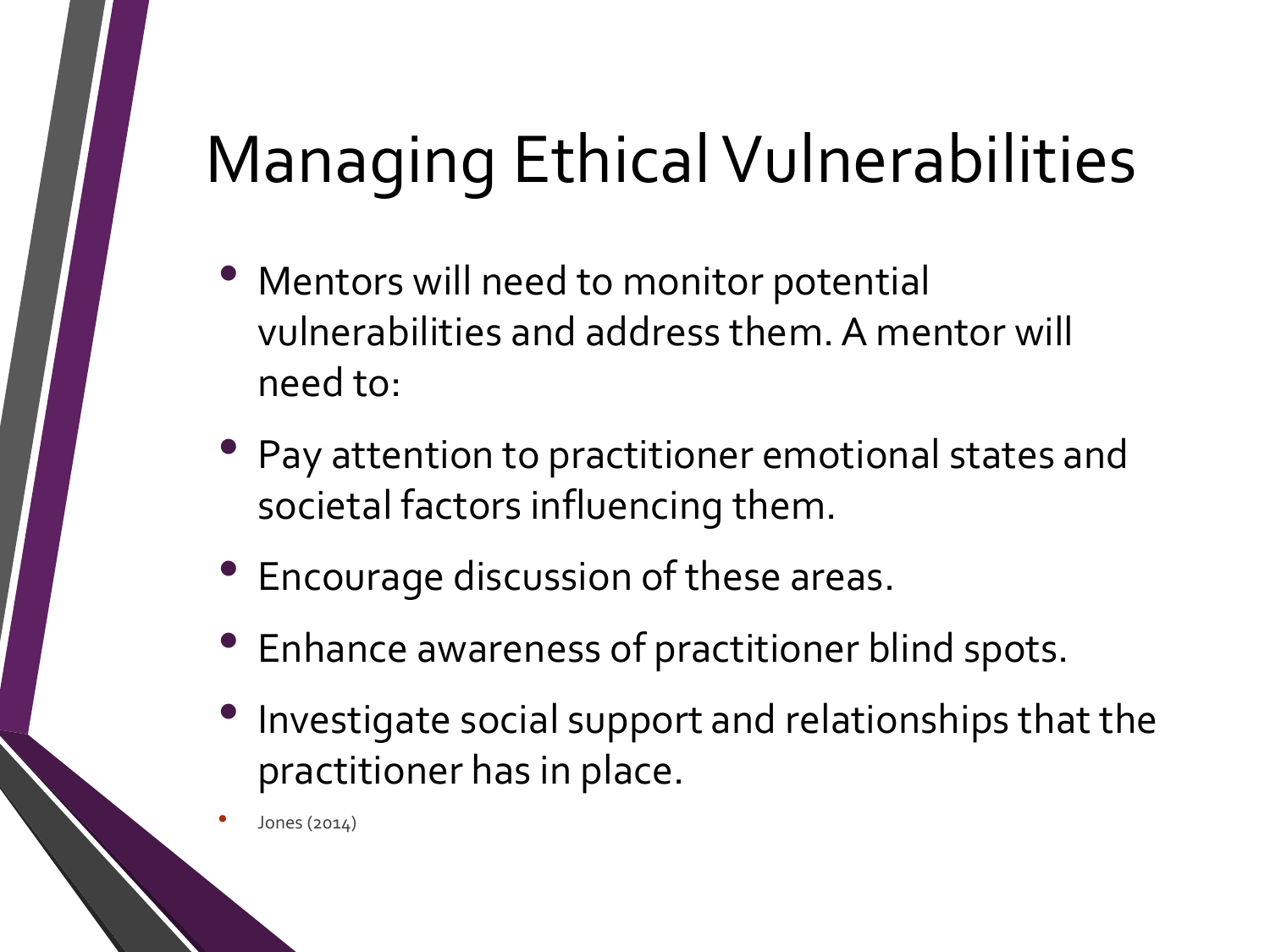# Managing Ethical Vulnerabilities

- Mentors will need to monitor potential vulnerabilities and address them. A mentor will need to:
- Pay attention to practitioner emotional states and societal factors influencing them.
- Encourage discussion of these areas.
- Enhance awareness of practitioner blind spots.
- Investigate social support and relationships that the practitioner has in place.
- Jones (2014)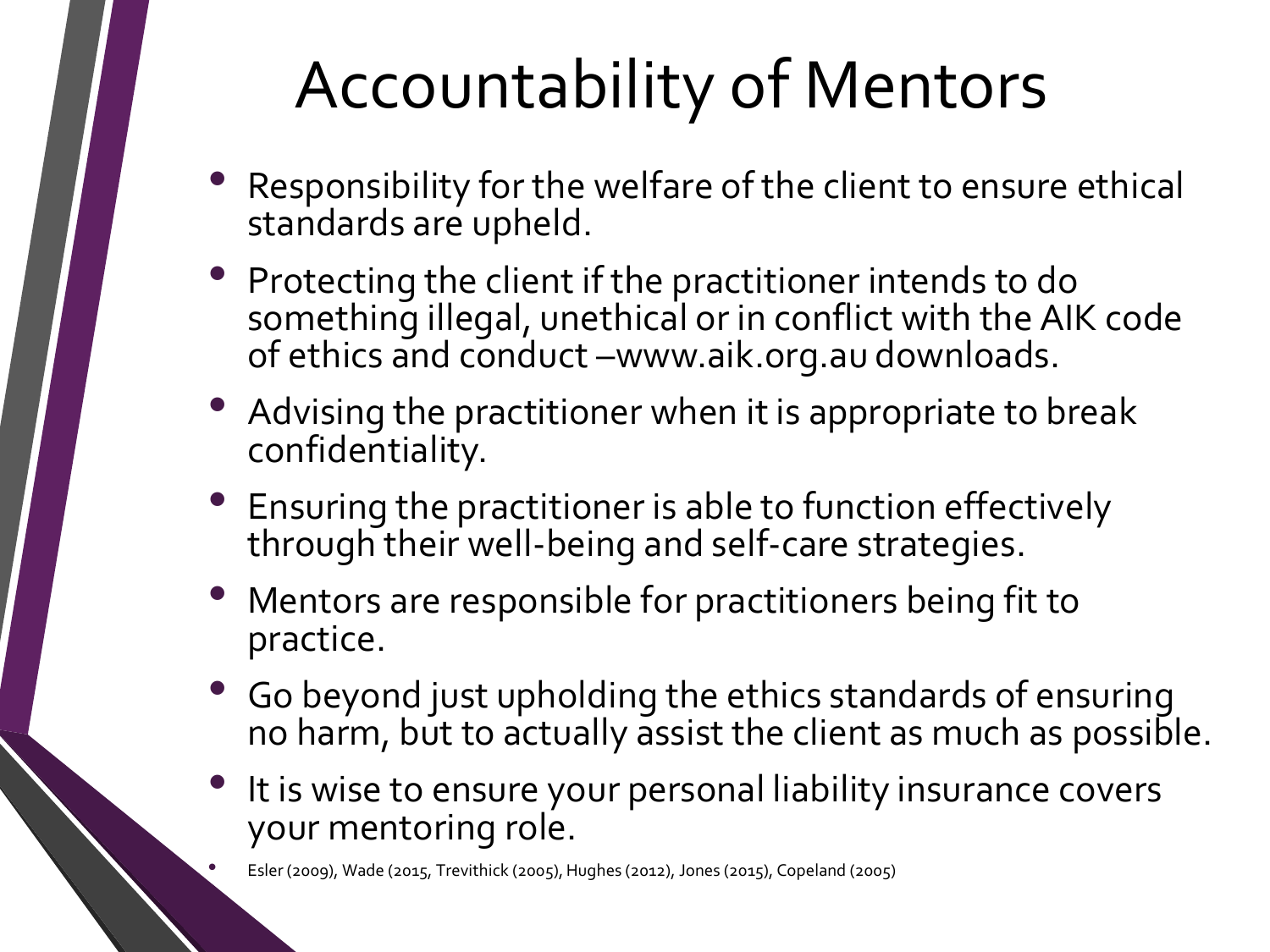# Accountability of Mentors

- Responsibility for the welfare of the client to ensure ethical standards are upheld.
- Protecting the client if the practitioner intends to do something illegal, unethical or in conflict with the AIK code of ethics and conduct –www.aik.org.au downloads.
- Advising the practitioner when it is appropriate to break confidentiality.
- Ensuring the practitioner is able to function effectively through their well-being and self-care strategies.
- Mentors are responsible for practitioners being fit to practice.
- Go beyond just upholding the ethics standards of ensuring no harm, but to actually assist the client as much as possible.
- It is wise to ensure your personal liability insurance covers your mentoring role.
- Esler (2009), Wade (2015, Trevithick (2005), Hughes (2012), Jones (2015), Copeland (2005)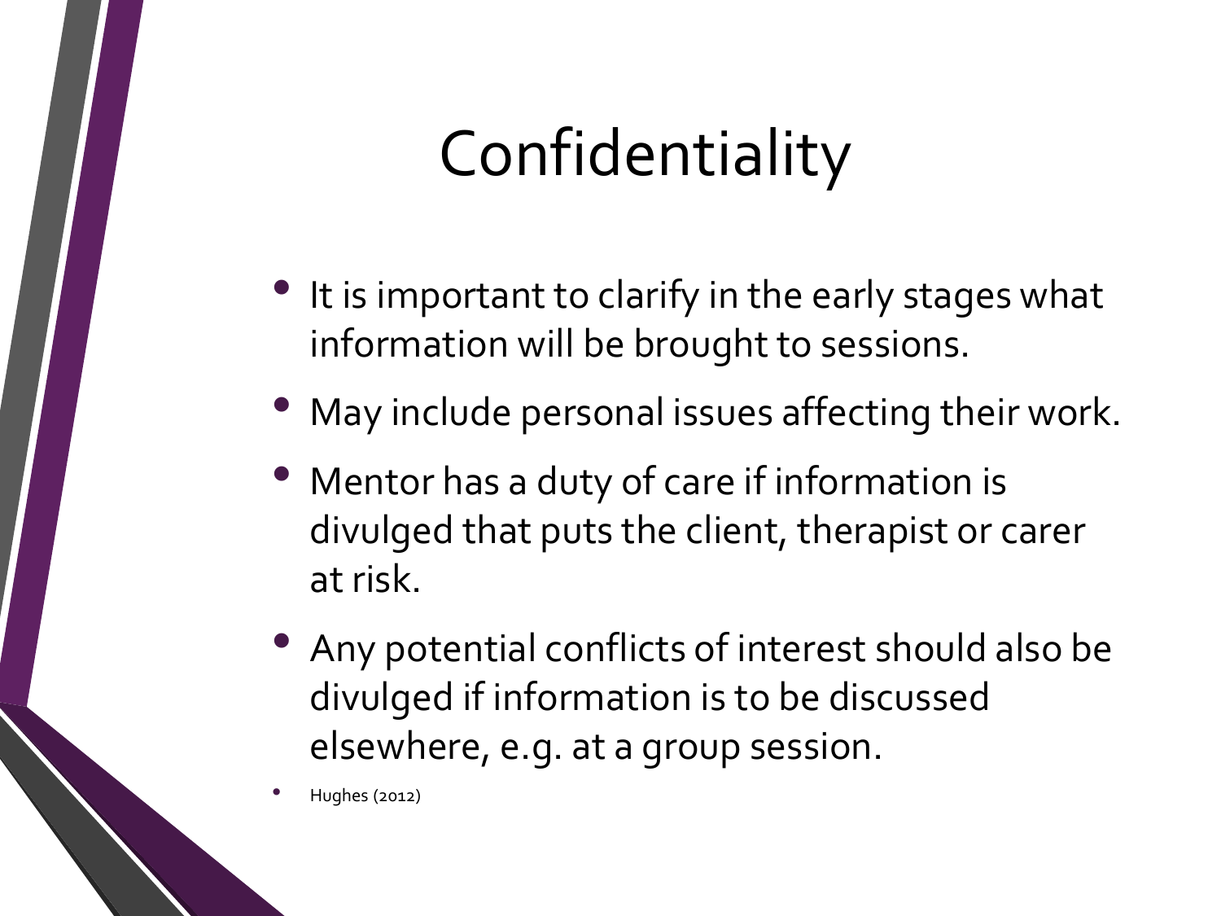# Confidentiality

- It is important to clarify in the early stages what information will be brought to sessions.
- May include personal issues affecting their work.
- Mentor has a duty of care if information is divulged that puts the client, therapist or carer at risk.
- Any potential conflicts of interest should also be divulged if information is to be discussed elsewhere, e.g. at a group session.
- Hughes (2012)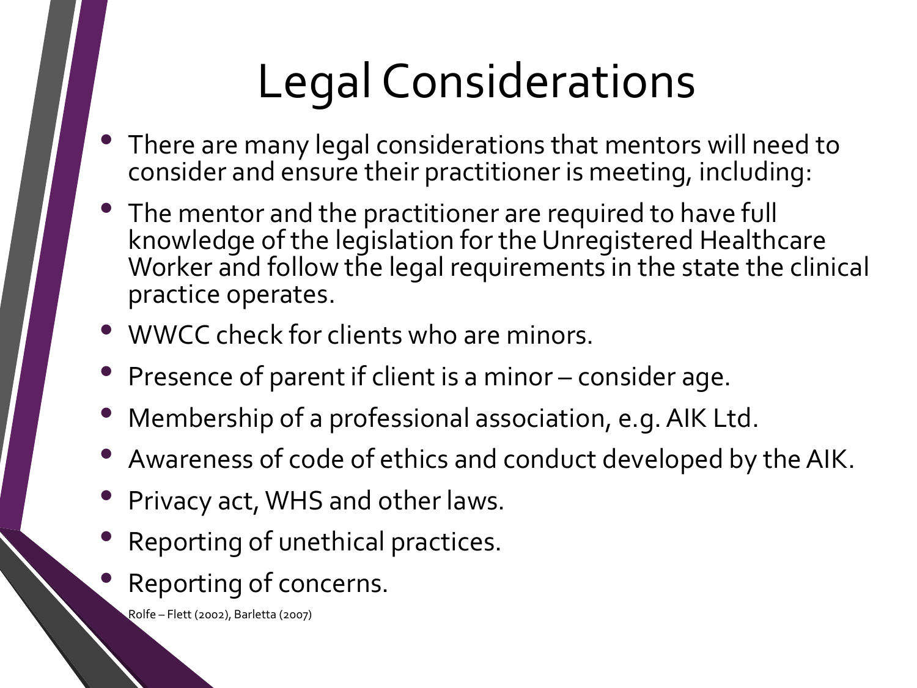# Legal Considerations

- There are many legal considerations that mentors will need to consider and ensure their practitioner is meeting, including:
- The mentor and the practitioner are required to have full knowledge of the legislation for the Unregistered Healthcare Worker and follow the legal requirements in the state the clinical practice operates.
- WWCC check for clients who are minors.
- Presence of parent if client is a minor – consider age.
- Membership of a professional association, e.g. AIK Ltd.
- Awareness of code of ethics and conduct developed by the AIK.
- Privacy act, WHS and other laws.
- Reporting of unethical practices.
- Reporting of concerns.

Rolfe – Flett (2002), Barletta (2007)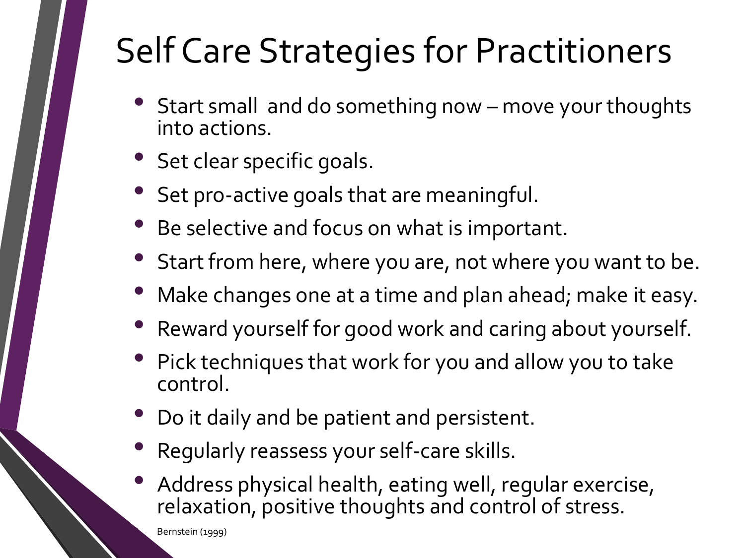# Self Care Strategies for Practitioners

- Start small and do something now – move your thoughts into actions.
- Set clear specific goals.
- Set pro-active goals that are meaningful.
- Be selective and focus on what is important.
- Start from here, where you are, not where you want to be.
- Make changes one at a time and plan ahead; make it easy.
- Reward yourself for good work and caring about yourself.
- Pick techniques that work for you and allow you to take control.
- Do it daily and be patient and persistent.
- Regularly reassess your self-care skills.
- Address physical health, eating well, regular exercise, relaxation, positive thoughts and control of stress.

Bernstein (1999)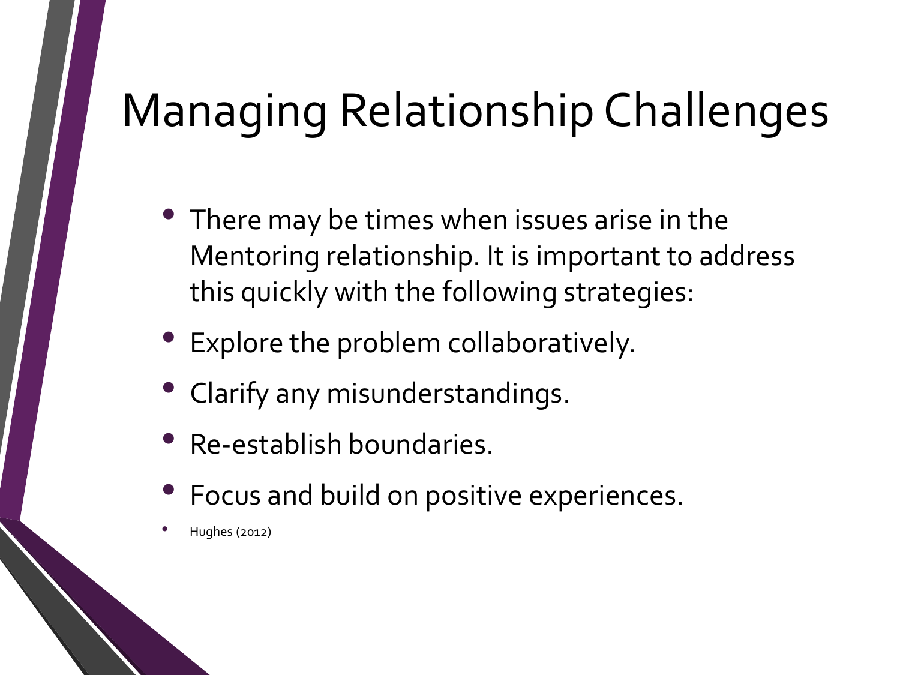# Managing Relationship Challenges

- There may be times when issues arise in the Mentoring relationship. It is important to address this quickly with the following strategies:
- Explore the problem collaboratively.
- Clarify any misunderstandings.
- Re-establish boundaries.
- Focus and build on positive experiences.
- Hughes (2012)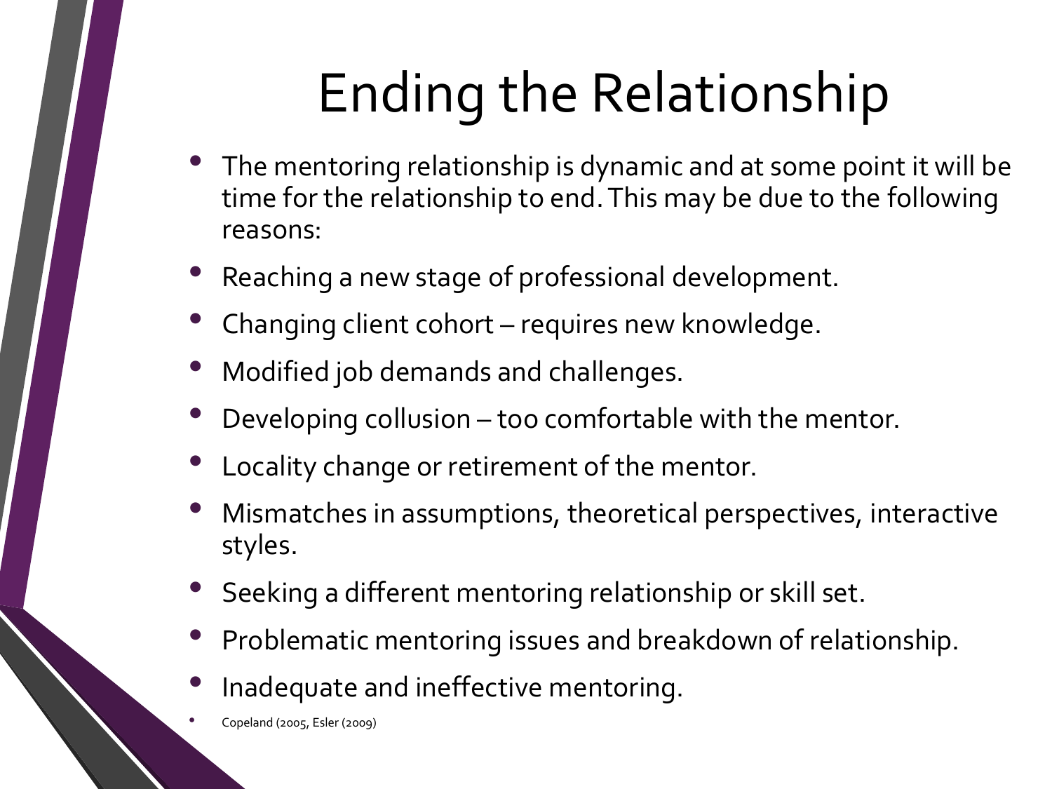# Ending the Relationship

- The mentoring relationship is dynamic and at some point it will be time for the relationship to end. This may be due to the following reasons:
- Reaching a new stage of professional development.
- Changing client cohort – requires new knowledge.
- Modified job demands and challenges.
- Developing collusion – too comfortable with the mentor.
- Locality change or retirement of the mentor.
- Mismatches in assumptions, theoretical perspectives, interactive styles.
- Seeking a different mentoring relationship or skill set.
- Problematic mentoring issues and breakdown of relationship.
- Inadequate and ineffective mentoring.
- Copeland (2005, Esler (2009)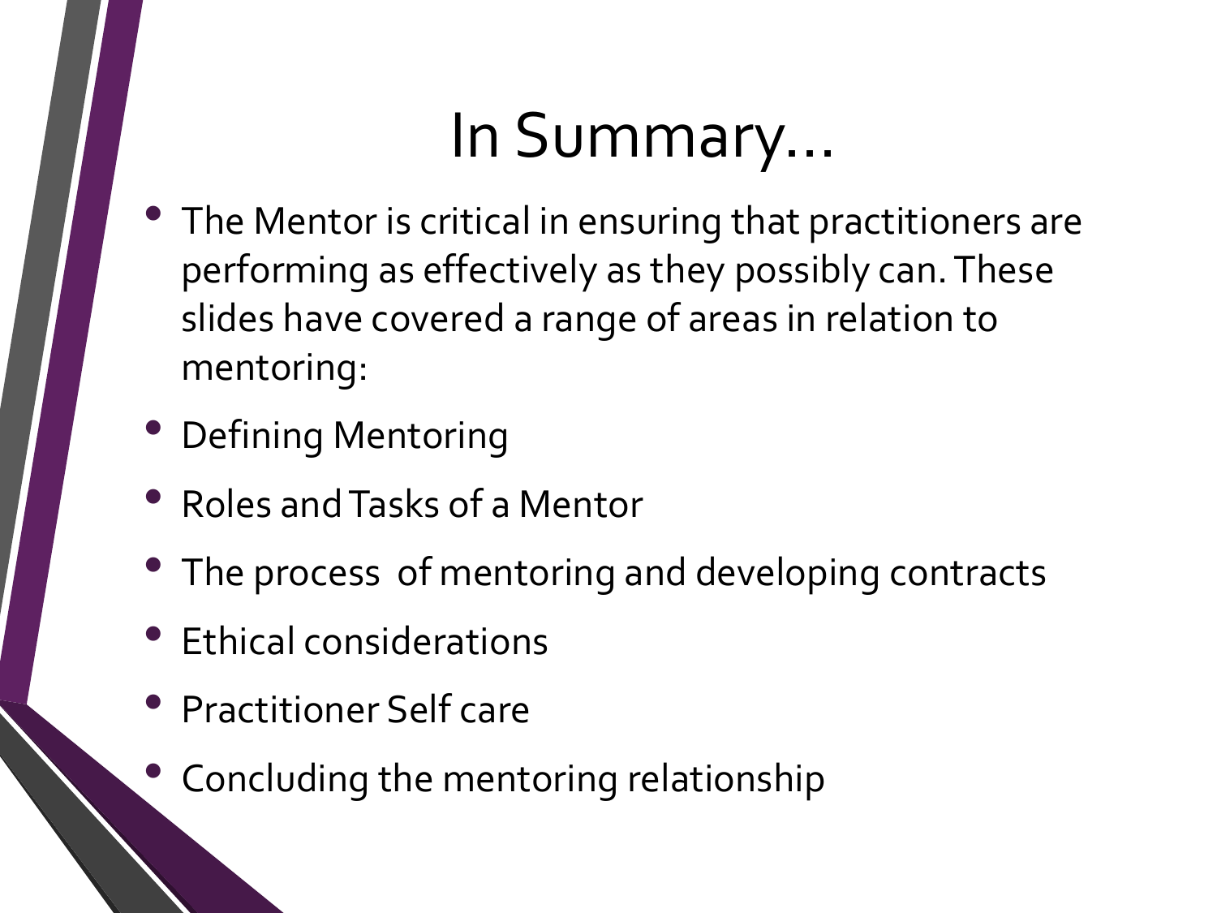# In Summary…

- The Mentor is critical in ensuring that practitioners are performing as effectively as they possibly can. These slides have covered a range of areas in relation to mentoring:
- Defining Mentoring
- Roles and Tasks of a Mentor
- The process of mentoring and developing contracts
- Ethical considerations
- Practitioner Self care
- Concluding the mentoring relationship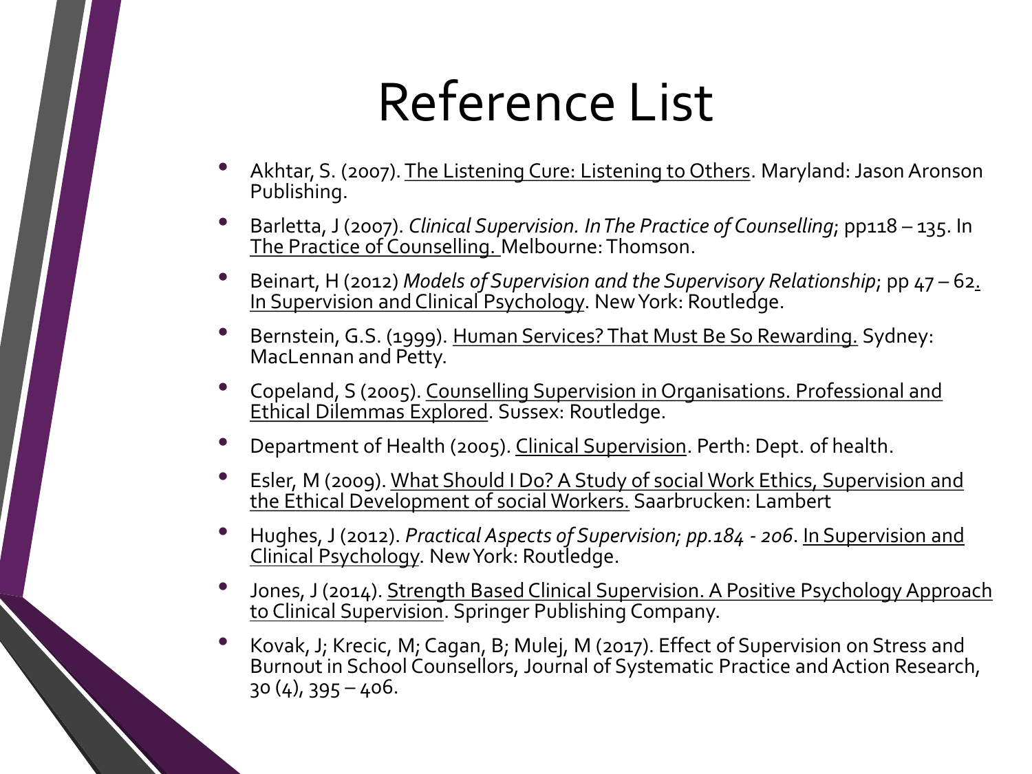# Reference List

- Akhtar, S. (2007). The Listening Cure: Listening to Others. Maryland: Jason Aronson Publishing.
- Barletta, J (2007). *Clinical Supervision. In The Practice of Counselling*; pp118 – 135. In The Practice of Counselling. Melbourne: Thomson.
- Beinart, H (2012) *Models of Supervision and the Supervisory Relationship*; pp 47 – 62. In Supervision and Clinical Psychology. New York: Routledge.
- Bernstein, G.S. (1999). Human Services? That Must Be So Rewarding. Sydney: MacLennan and Petty.
- Copeland, S (2005). Counselling Supervision in Organisations. Professional and Ethical Dilemmas Explored. Sussex: Routledge.
- Department of Health (2005). Clinical Supervision. Perth: Dept. of health.
- Esler, M (2009). What Should I Do? A Study of social Work Ethics, Supervision and the Ethical Development of social Workers. Saarbrucken: Lambert
- Hughes, J (2012). *Practical Aspects of Supervision; pp.184 - 206*. In Supervision and Clinical Psychology. New York: Routledge.
- Jones, J (2014). Strength Based Clinical Supervision. A Positive Psychology Approach to Clinical Supervision. Springer Publishing Company.
- Kovak, J; Krecic, M; Cagan, B; Mulej, M (2017). Effect of Supervision on Stress and Burnout in School Counsellors, Journal of Systematic Practice and Action Research, 30 (4), 395 – 406.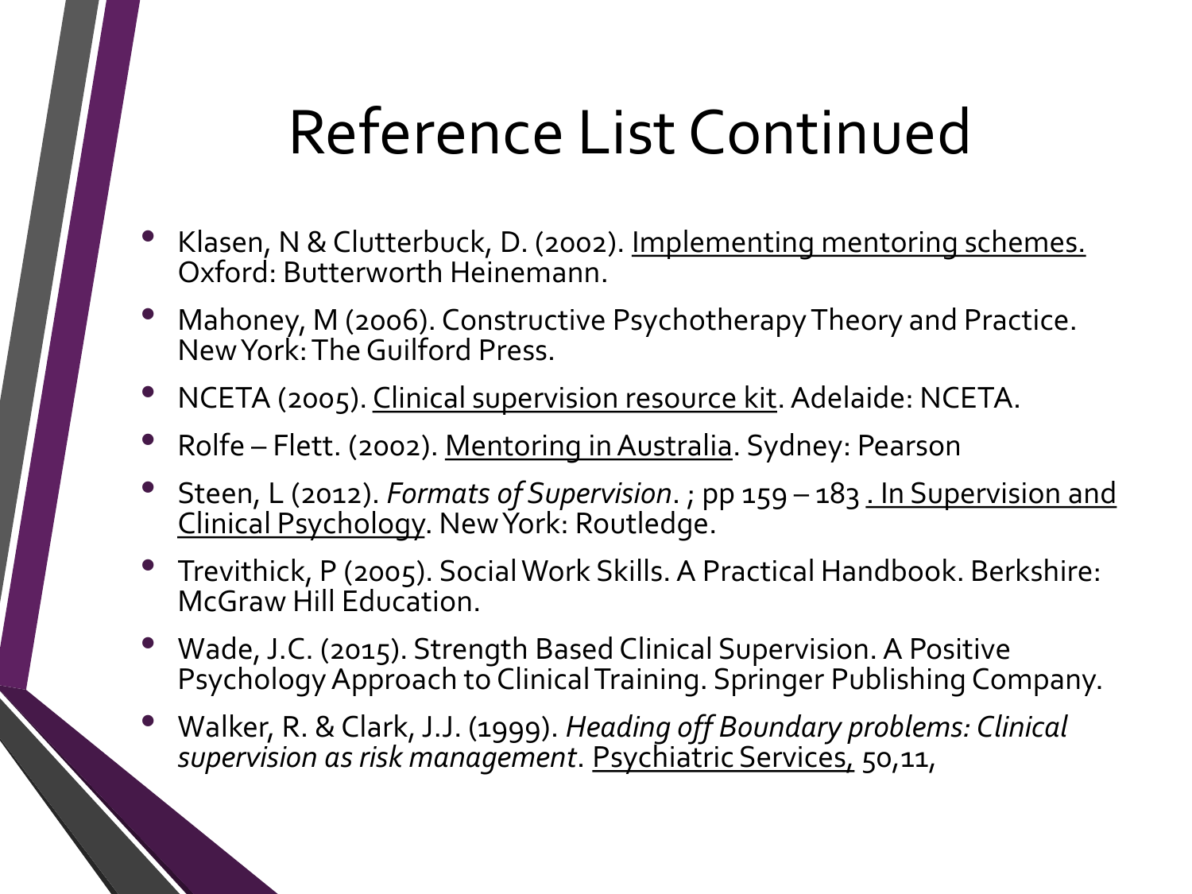# Reference List Continued

- Klasen, N & Clutterbuck, D. (2002). Implementing mentoring schemes. Oxford: Butterworth Heinemann.
- Mahoney, M (2006). Constructive Psychotherapy Theory and Practice. New York: The Guilford Press.
- NCETA (2005). Clinical supervision resource kit. Adelaide: NCETA.
- Rolfe – Flett. (2002). Mentoring in Australia. Sydney: Pearson
- Steen, L (2012). *Formats of Supervision*. ; pp 159 – 183 . In Supervision and Clinical Psychology. New York: Routledge.
- Trevithick, P (2005). Social Work Skills. A Practical Handbook. Berkshire: McGraw Hill Education.
- Wade, J.C. (2015). Strength Based Clinical Supervision. A Positive Psychology Approach to Clinical Training. Springer Publishing Company.
- Walker, R. & Clark, J.J. (1999). *Heading off Boundary problems: Clinical supervision as risk management*. Psychiatric Services, 50,11,